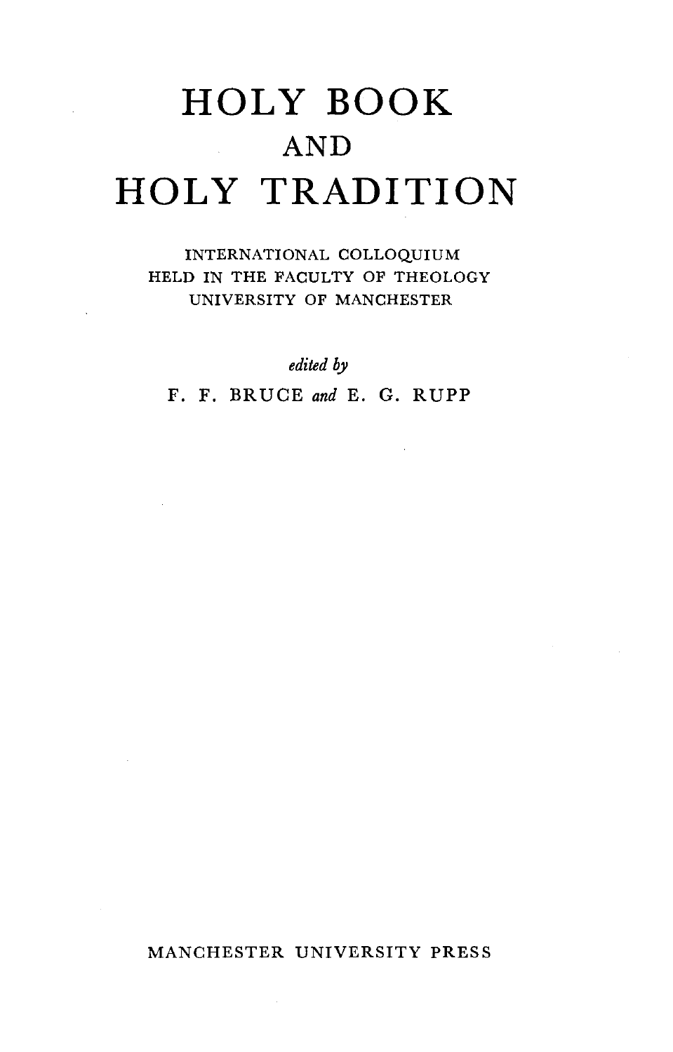# HOLY BOOK AND HOLY TRADITION

INTERNATIONAL COLLOQUIUM
HELD IN THE FACULTY OF THEOLOGY
UNIVERSITY OF MANCHESTER

*edited by*

F. F. BRUCE *and* E. G. RUPP

MANCHESTER UNIVERSITY PRESS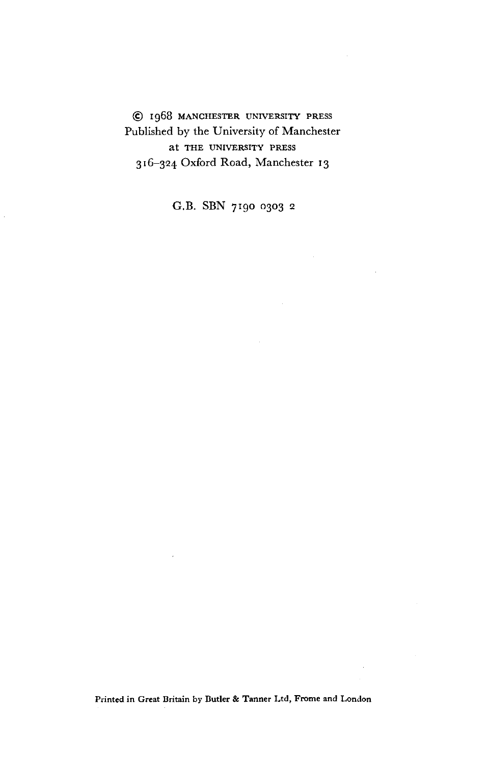© 1968 MANCHESTER UNIVERSITY PRESS
Published by the University of Manchester
at THE UNIVERSITY PRESS
316–324 Oxford Road, Manchester 13

G.B. SBN 7190 0303 2

Printed in Great Britain by Butler & Tanner Ltd, Frome and London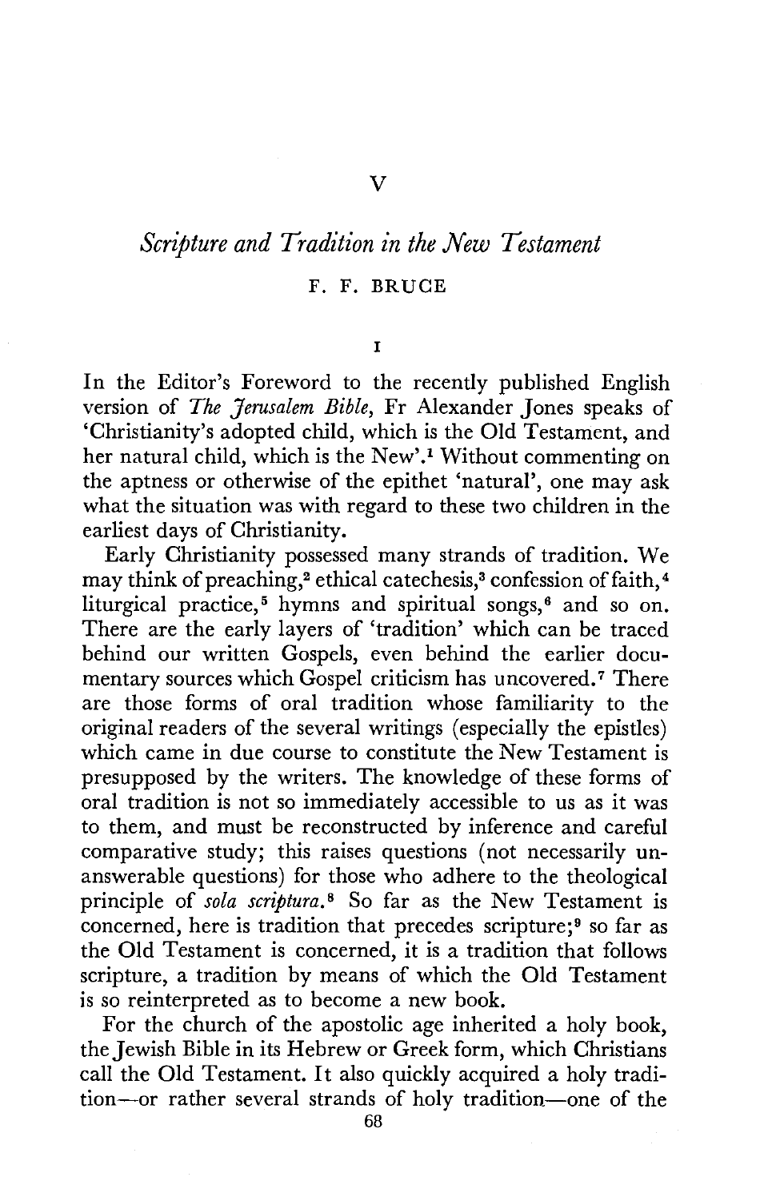# V

## *Scripture and Tradition in the New Testament*

### F. F. BRUCE

#### I

In the Editor's Foreword to the recently published English version of *The Jerusalem Bible*, Fr Alexander Jones speaks of 'Christianity's adopted child, which is the Old Testament, and her natural child, which is the New'.[1] Without commenting on the aptness or otherwise of the epithet 'natural', one may ask what the situation was with regard to these two children in the earliest days of Christianity.

Early Christianity possessed many strands of tradition. We may think of preaching,[2] ethical catechesis,[3] confession of faith,[4] liturgical practice,[5] hymns and spiritual songs,[6] and so on. There are the early layers of 'tradition' which can be traced behind our written Gospels, even behind the earlier documentary sources which Gospel criticism has uncovered.[7] There are those forms of oral tradition whose familiarity to the original readers of the several writings (especially the epistles) which came in due course to constitute the New Testament is presupposed by the writers. The knowledge of these forms of oral tradition is not so immediately accessible to us as it was to them, and must be reconstructed by inference and careful comparative study; this raises questions (not necessarily unanswerable questions) for those who adhere to the theological principle of *sola scriptura*.[8] So far as the New Testament is concerned, here is tradition that precedes scripture;[9] so far as the Old Testament is concerned, it is a tradition that follows scripture, a tradition by means of which the Old Testament is so reinterpreted as to become a new book.

For the church of the apostolic age inherited a holy book, the Jewish Bible in its Hebrew or Greek form, which Christians call the Old Testament. It also quickly acquired a holy tradition—or rather several strands of holy tradition—one of the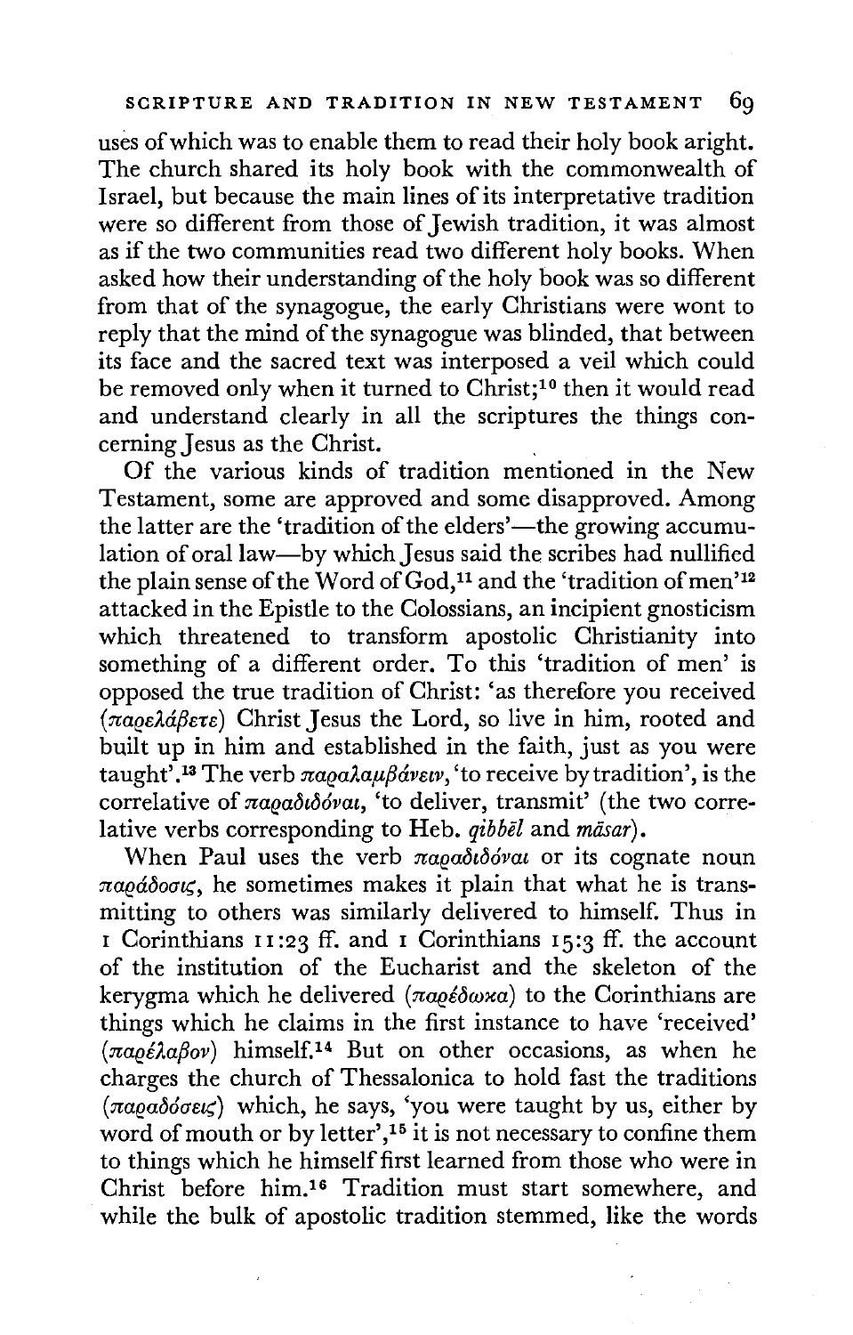uses of which was to enable them to read their holy book aright. The church shared its holy book with the commonwealth of Israel, but because the main lines of its interpretative tradition were so different from those of Jewish tradition, it was almost as if the two communities read two different holy books. When asked how their understanding of the holy book was so different from that of the synagogue, the early Christians were wont to reply that the mind of the synagogue was blinded, that between its face and the sacred text was interposed a veil which could be removed only when it turned to Christ;[10] then it would read and understand clearly in all the scriptures the things concerning Jesus as the Christ.

Of the various kinds of tradition mentioned in the New Testament, some are approved and some disapproved. Among the latter are the 'tradition of the elders'—the growing accumulation of oral law—by which Jesus said the scribes had nullified the plain sense of the Word of God,[11] and the 'tradition of men'[12] attacked in the Epistle to the Colossians, an incipient gnosticism which threatened to transform apostolic Christianity into something of a different order. To this 'tradition of men' is opposed the true tradition of Christ: 'as therefore you received (παρελάβετε) Christ Jesus the Lord, so live in him, rooted and built up in him and established in the faith, just as you were taught'.[13] The verb παραλαμβάνειν, 'to receive by tradition', is the correlative of παραδιδόναι, 'to deliver, transmit' (the two correlative verbs corresponding to Heb. *qibbēl* and *māsar*).

When Paul uses the verb παραδιδόναι or its cognate noun παράδοσις, he sometimes makes it plain that what he is transmitting to others was similarly delivered to himself. Thus in 1 Corinthians 11:23 ff. and 1 Corinthians 15:3 ff. the account of the institution of the Eucharist and the skeleton of the kerygma which he delivered (παρέδωκα) to the Corinthians are things which he claims in the first instance to have 'received' (παρέλαβον) himself.[14] But on other occasions, as when he charges the church of Thessalonica to hold fast the traditions (παραδόσεις) which, he says, 'you were taught by us, either by word of mouth or by letter',[15] it is not necessary to confine them to things which he himself first learned from those who were in Christ before him.[16] Tradition must start somewhere, and while the bulk of apostolic tradition stemmed, like the words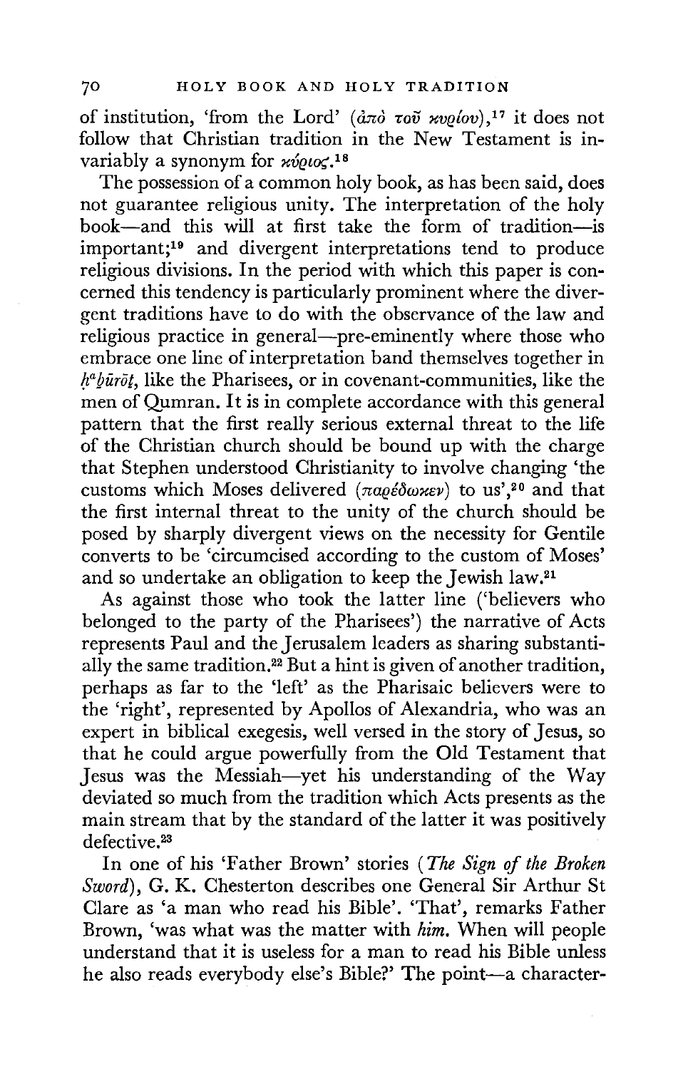of institution, 'from the Lord' (ἀπὸ τοῦ κυρίου),[17] it does not follow that Christian tradition in the New Testament is invariably a synonym for κύριος.[18]

The possession of a common holy book, as has been said, does not guarantee religious unity. The interpretation of the holy book—and this will at first take the form of tradition—is important;[19] and divergent interpretations tend to produce religious divisions. In the period with which this paper is concerned this tendency is particularly prominent where the divergent traditions have to do with the observance of the law and religious practice in general—pre-eminently where those who embrace one line of interpretation band themselves together in *ḥᵃbūrōt*, like the Pharisees, or in covenant-communities, like the men of Qumran. It is in complete accordance with this general pattern that the first really serious external threat to the life of the Christian church should be bound up with the charge that Stephen understood Christianity to involve changing 'the customs which Moses delivered (παρέδωκεν) to us',[20] and that the first internal threat to the unity of the church should be posed by sharply divergent views on the necessity for Gentile converts to be 'circumcised according to the custom of Moses' and so undertake an obligation to keep the Jewish law.[21]

As against those who took the latter line ('believers who belonged to the party of the Pharisees') the narrative of Acts represents Paul and the Jerusalem leaders as sharing substantially the same tradition.[22] But a hint is given of another tradition, perhaps as far to the 'left' as the Pharisaic believers were to the 'right', represented by Apollos of Alexandria, who was an expert in biblical exegesis, well versed in the story of Jesus, so that he could argue powerfully from the Old Testament that Jesus was the Messiah—yet his understanding of the Way deviated so much from the tradition which Acts presents as the main stream that by the standard of the latter it was positively defective.[23]

In one of his 'Father Brown' stories (*The Sign of the Broken Sword*), G. K. Chesterton describes one General Sir Arthur St Clare as 'a man who read his Bible'. 'That', remarks Father Brown, 'was what was the matter with *him*. When will people understand that it is useless for a man to read his Bible unless he also reads everybody else's Bible?' The point—a character-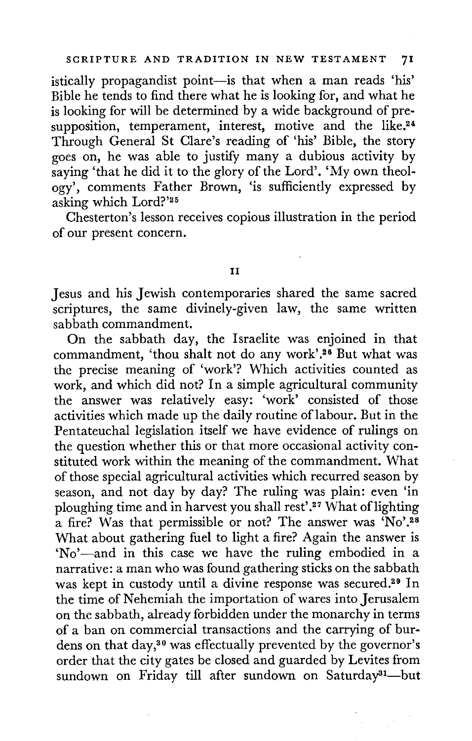istically propagandist point—is that when a man reads 'his' Bible he tends to find there what he is looking for, and what he is looking for will be determined by a wide background of presupposition, temperament, interest, motive and the like.[24] Through General St Clare's reading of 'his' Bible, the story goes on, he was able to justify many a dubious activity by saying 'that he did it to the glory of the Lord'. 'My own theology', comments Father Brown, 'is sufficiently expressed by asking which Lord?'[25]

Chesterton's lesson receives copious illustration in the period of our present concern.

## II

Jesus and his Jewish contemporaries shared the same sacred scriptures, the same divinely-given law, the same written sabbath commandment.

On the sabbath day, the Israelite was enjoined in that commandment, 'thou shalt not do any work'.[26] But what was the precise meaning of 'work'? Which activities counted as work, and which did not? In a simple agricultural community the answer was relatively easy: 'work' consisted of those activities which made up the daily routine of labour. But in the Pentateuchal legislation itself we have evidence of rulings on the question whether this or that more occasional activity constituted work within the meaning of the commandment. What of those special agricultural activities which recurred season by season, and not day by day? The ruling was plain: even 'in ploughing time and in harvest you shall rest'.[27] What of lighting a fire? Was that permissible or not? The answer was 'No'.[28] What about gathering fuel to light a fire? Again the answer is 'No'—and in this case we have the ruling embodied in a narrative: a man who was found gathering sticks on the sabbath was kept in custody until a divine response was secured.[29] In the time of Nehemiah the importation of wares into Jerusalem on the sabbath, already forbidden under the monarchy in terms of a ban on commercial transactions and the carrying of burdens on that day,[30] was effectually prevented by the governor's order that the city gates be closed and guarded by Levites from sundown on Friday till after sundown on Saturday[31]—but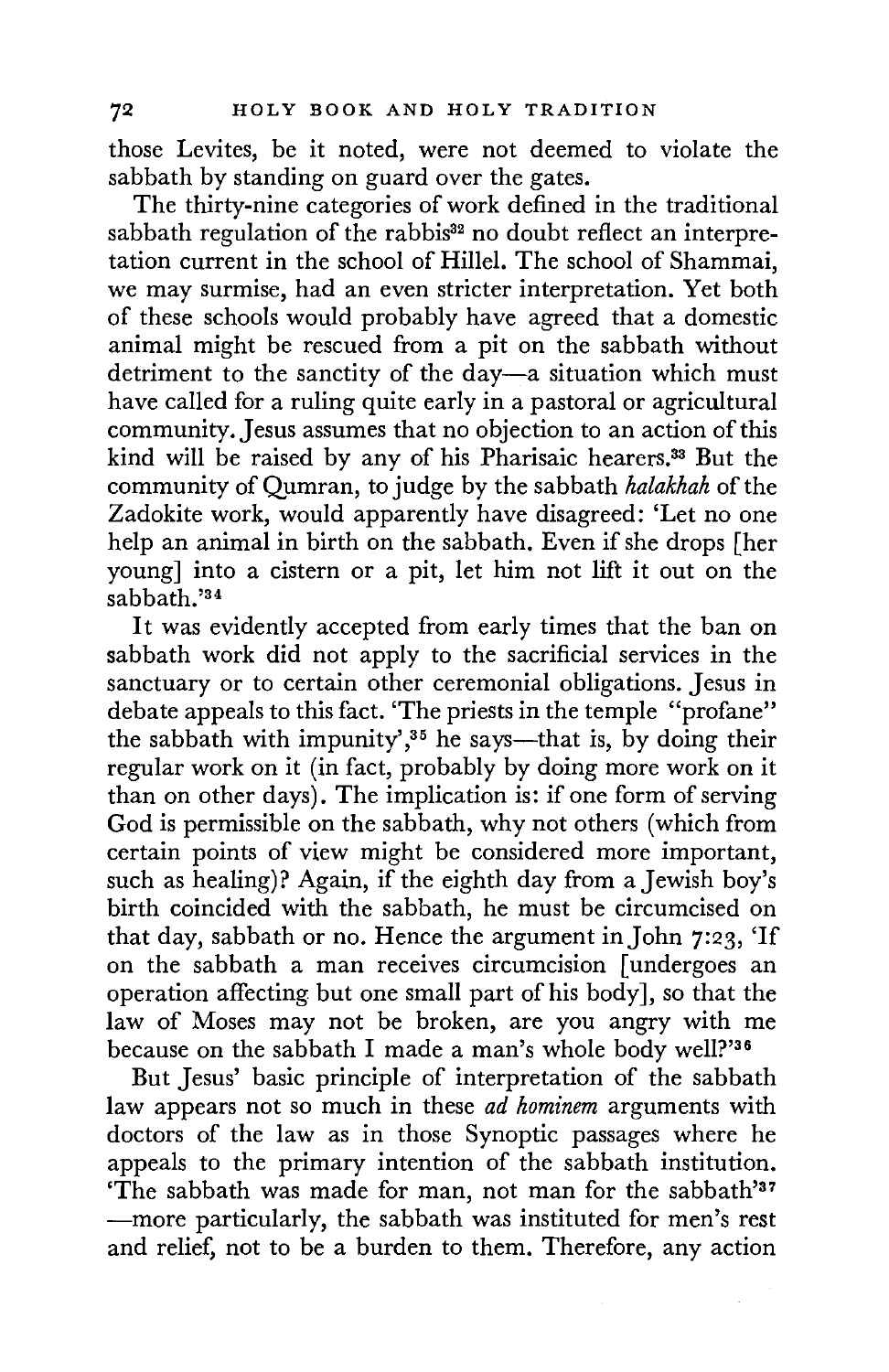those Levites, be it noted, were not deemed to violate the sabbath by standing on guard over the gates.

The thirty-nine categories of work defined in the traditional sabbath regulation of the rabbis[32] no doubt reflect an interpretation current in the school of Hillel. The school of Shammai, we may surmise, had an even stricter interpretation. Yet both of these schools would probably have agreed that a domestic animal might be rescued from a pit on the sabbath without detriment to the sanctity of the day—a situation which must have called for a ruling quite early in a pastoral or agricultural community. Jesus assumes that no objection to an action of this kind will be raised by any of his Pharisaic hearers.[33] But the community of Qumran, to judge by the sabbath *halakhah* of the Zadokite work, would apparently have disagreed: 'Let no one help an animal in birth on the sabbath. Even if she drops [her young] into a cistern or a pit, let him not lift it out on the sabbath.'[34]

It was evidently accepted from early times that the ban on sabbath work did not apply to the sacrificial services in the sanctuary or to certain other ceremonial obligations. Jesus in debate appeals to this fact. 'The priests in the temple "profane" the sabbath with impunity',[35] he says—that is, by doing their regular work on it (in fact, probably by doing more work on it than on other days). The implication is: if one form of serving God is permissible on the sabbath, why not others (which from certain points of view might be considered more important, such as healing)? Again, if the eighth day from a Jewish boy's birth coincided with the sabbath, he must be circumcised on that day, sabbath or no. Hence the argument in John 7:23, 'If on the sabbath a man receives circumcision [undergoes an operation affecting but one small part of his body], so that the law of Moses may not be broken, are you angry with me because on the sabbath I made a man's whole body well?'[36]

But Jesus' basic principle of interpretation of the sabbath law appears not so much in these *ad hominem* arguments with doctors of the law as in those Synoptic passages where he appeals to the primary intention of the sabbath institution. 'The sabbath was made for man, not man for the sabbath'[37] —more particularly, the sabbath was instituted for men's rest and relief, not to be a burden to them. Therefore, any action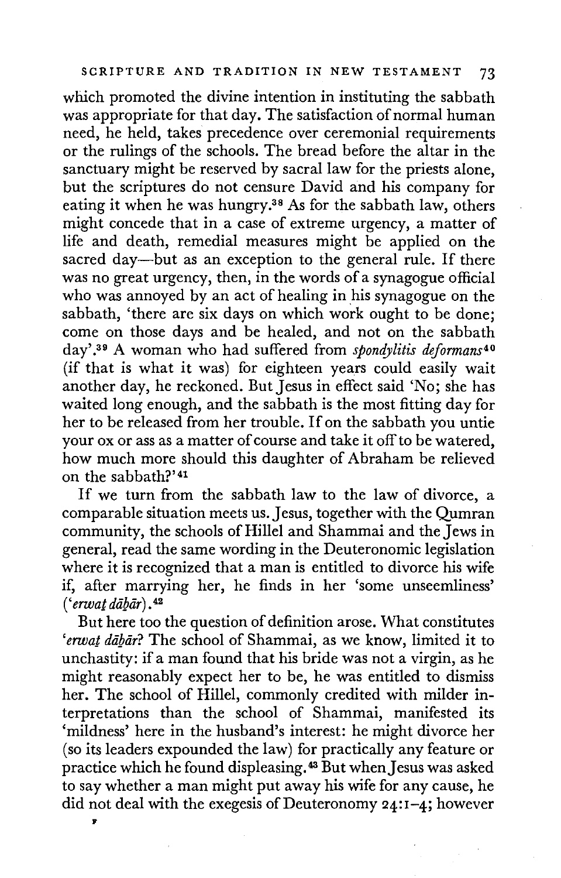which promoted the divine intention in instituting the sabbath was appropriate for that day. The satisfaction of normal human need, he held, takes precedence over ceremonial requirements or the rulings of the schools. The bread before the altar in the sanctuary might be reserved by sacral law for the priests alone, but the scriptures do not censure David and his company for eating it when he was hungry.[38] As for the sabbath law, others might concede that in a case of extreme urgency, a matter of life and death, remedial measures might be applied on the sacred day—but as an exception to the general rule. If there was no great urgency, then, in the words of a synagogue official who was annoyed by an act of healing in his synagogue on the sabbath, 'there are six days on which work ought to be done; come on those days and be healed, and not on the sabbath day'.[39] A woman who had suffered from *spondylitis deformans*[40] (if that is what it was) for eighteen years could easily wait another day, he reckoned. But Jesus in effect said 'No; she has waited long enough, and the sabbath is the most fitting day for her to be released from her trouble. If on the sabbath you untie your ox or ass as a matter of course and take it off to be watered, how much more should this daughter of Abraham be relieved on the sabbath?'[41]

If we turn from the sabbath law to the law of divorce, a comparable situation meets us. Jesus, together with the Qumran community, the schools of Hillel and Shammai and the Jews in general, read the same wording in the Deuteronomic legislation where it is recognized that a man is entitled to divorce his wife if, after marrying her, he finds in her 'some unseemliness' (*'erwaṯ dāḇār*).[42]

But here too the question of definition arose. What constitutes *'erwaṯ dāḇār*? The school of Shammai, as we know, limited it to unchastity: if a man found that his bride was not a virgin, as he might reasonably expect her to be, he was entitled to dismiss her. The school of Hillel, commonly credited with milder interpretations than the school of Shammai, manifested its 'mildness' here in the husband's interest: he might divorce her (so its leaders expounded the law) for practically any feature or practice which he found displeasing.[43] But when Jesus was asked to say whether a man might put away his wife for any cause, he did not deal with the exegesis of Deuteronomy 24:1–4; however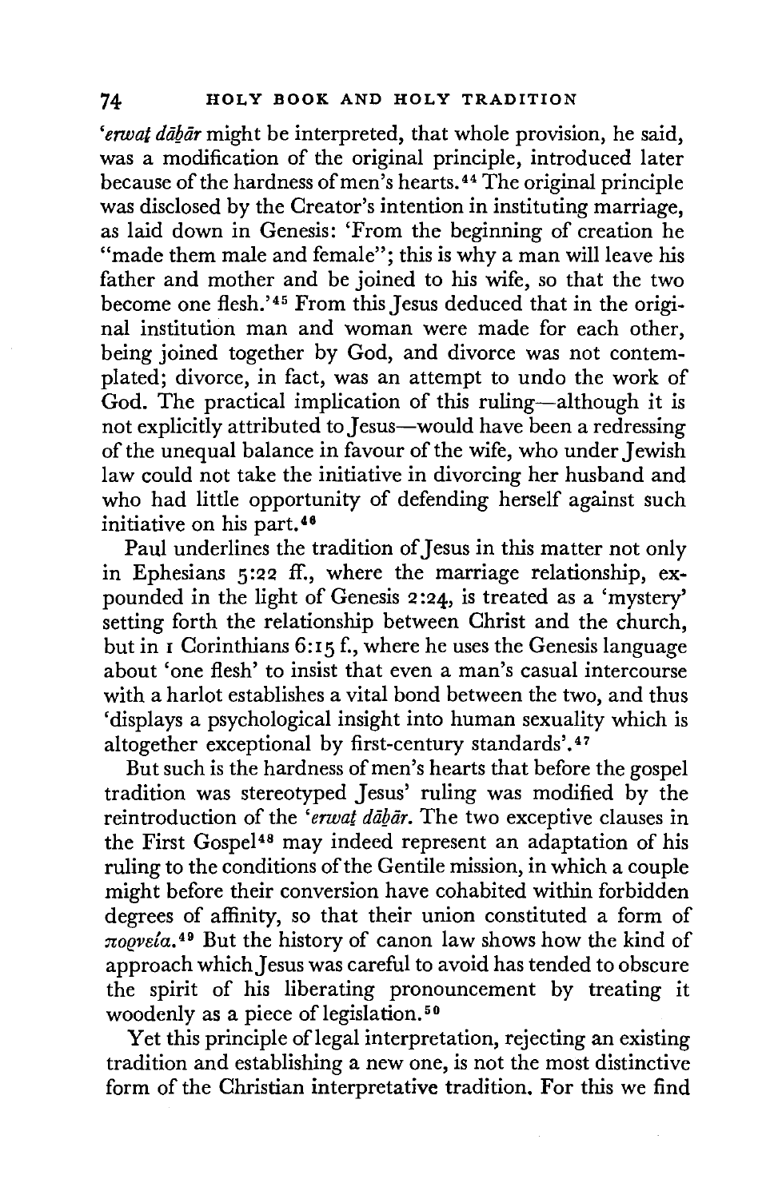*'erwaṯ dāḇār* might be interpreted, that whole provision, he said, was a modification of the original principle, introduced later because of the hardness of men's hearts.[44] The original principle was disclosed by the Creator's intention in instituting marriage, as laid down in Genesis: 'From the beginning of creation he "made them male and female"; this is why a man will leave his father and mother and be joined to his wife, so that the two become one flesh.'[45] From this Jesus deduced that in the original institution man and woman were made for each other, being joined together by God, and divorce was not contemplated; divorce, in fact, was an attempt to undo the work of God. The practical implication of this ruling—although it is not explicitly attributed to Jesus—would have been a redressing of the unequal balance in favour of the wife, who under Jewish law could not take the initiative in divorcing her husband and who had little opportunity of defending herself against such initiative on his part.[46]

Paul underlines the tradition of Jesus in this matter not only in Ephesians 5:22 ff., where the marriage relationship, expounded in the light of Genesis 2:24, is treated as a 'mystery' setting forth the relationship between Christ and the church, but in 1 Corinthians 6:15 f., where he uses the Genesis language about 'one flesh' to insist that even a man's casual intercourse with a harlot establishes a vital bond between the two, and thus 'displays a psychological insight into human sexuality which is altogether exceptional by first-century standards'.[47]

But such is the hardness of men's hearts that before the gospel tradition was stereotyped Jesus' ruling was modified by the reintroduction of the *'erwaṯ dāḇār*. The two exceptive clauses in the First Gospel[48] may indeed represent an adaptation of his ruling to the conditions of the Gentile mission, in which a couple might before their conversion have cohabited within forbidden degrees of affinity, so that their union constituted a form of *πορνεία*.[49] But the history of canon law shows how the kind of approach which Jesus was careful to avoid has tended to obscure the spirit of his liberating pronouncement by treating it woodenly as a piece of legislation.[50]

Yet this principle of legal interpretation, rejecting an existing tradition and establishing a new one, is not the most distinctive form of the Christian interpretative tradition. For this we find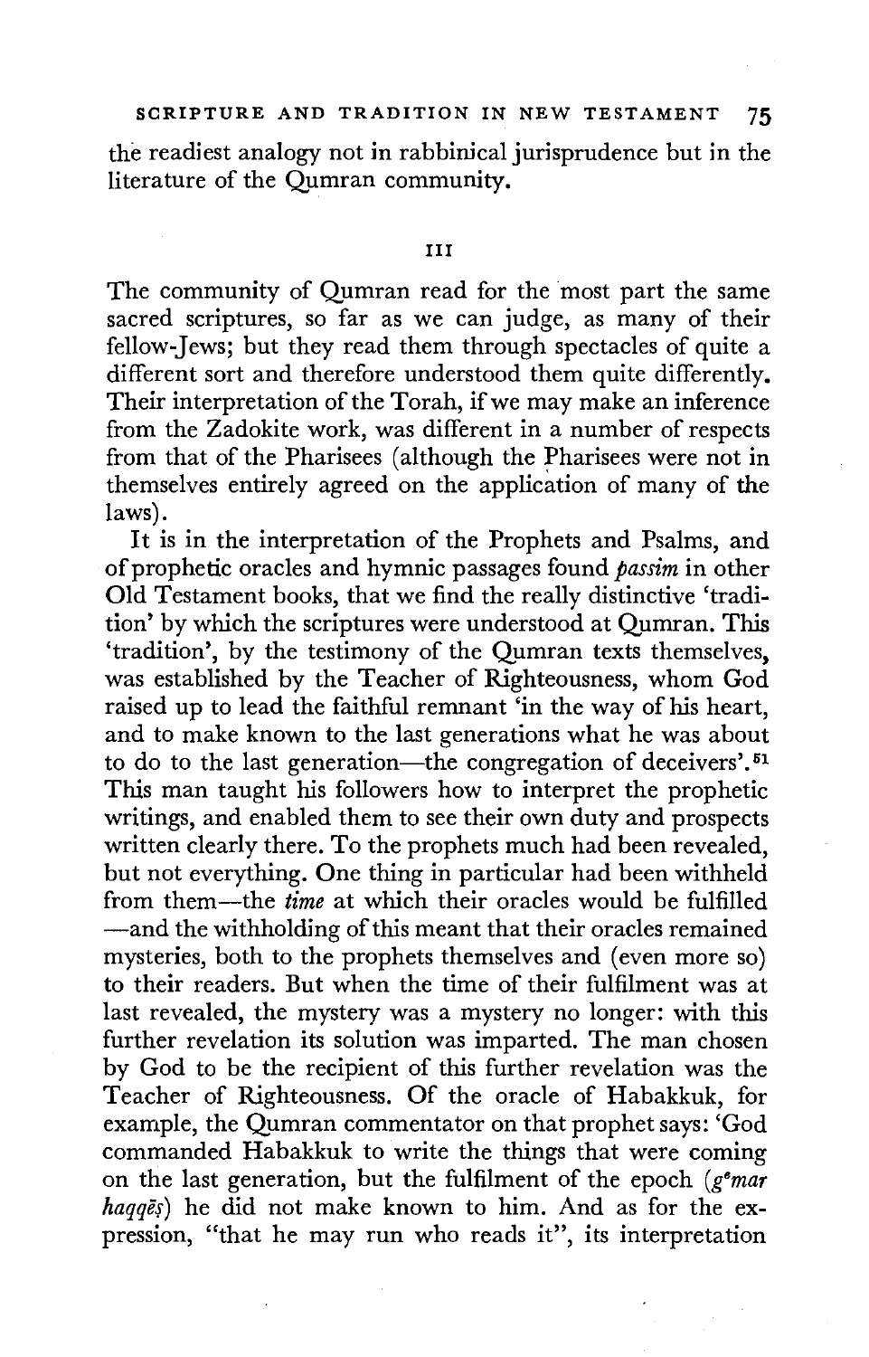the readiest analogy not in rabbinical jurisprudence but in the literature of the Qumran community.

III

The community of Qumran read for the most part the same sacred scriptures, so far as we can judge, as many of their fellow-Jews; but they read them through spectacles of quite a different sort and therefore understood them quite differently. Their interpretation of the Torah, if we may make an inference from the Zadokite work, was different in a number of respects from that of the Pharisees (although the Pharisees were not in themselves entirely agreed on the application of many of the laws).

It is in the interpretation of the Prophets and Psalms, and of prophetic oracles and hymnic passages found *passim* in other Old Testament books, that we find the really distinctive 'tradition' by which the scriptures were understood at Qumran. This 'tradition', by the testimony of the Qumran texts themselves, was established by the Teacher of Righteousness, whom God raised up to lead the faithful remnant 'in the way of his heart, and to make known to the last generations what he was about to do to the last generation—the congregation of deceivers'.[51] This man taught his followers how to interpret the prophetic writings, and enabled them to see their own duty and prospects written clearly there. To the prophets much had been revealed, but not everything. One thing in particular had been withheld from them—the *time* at which their oracles would be fulfilled—and the withholding of this meant that their oracles remained mysteries, both to the prophets themselves and (even more so) to their readers. But when the time of their fulfilment was at last revealed, the mystery was a mystery no longer: with this further revelation its solution was imparted. The man chosen by God to be the recipient of this further revelation was the Teacher of Righteousness. Of the oracle of Habakkuk, for example, the Qumran commentator on that prophet says: 'God commanded Habakkuk to write the things that were coming on the last generation, but the fulfilment of the epoch (*g^emar haqqēṣ*) he did not make known to him. And as for the expression, "that he may run who reads it", its interpretation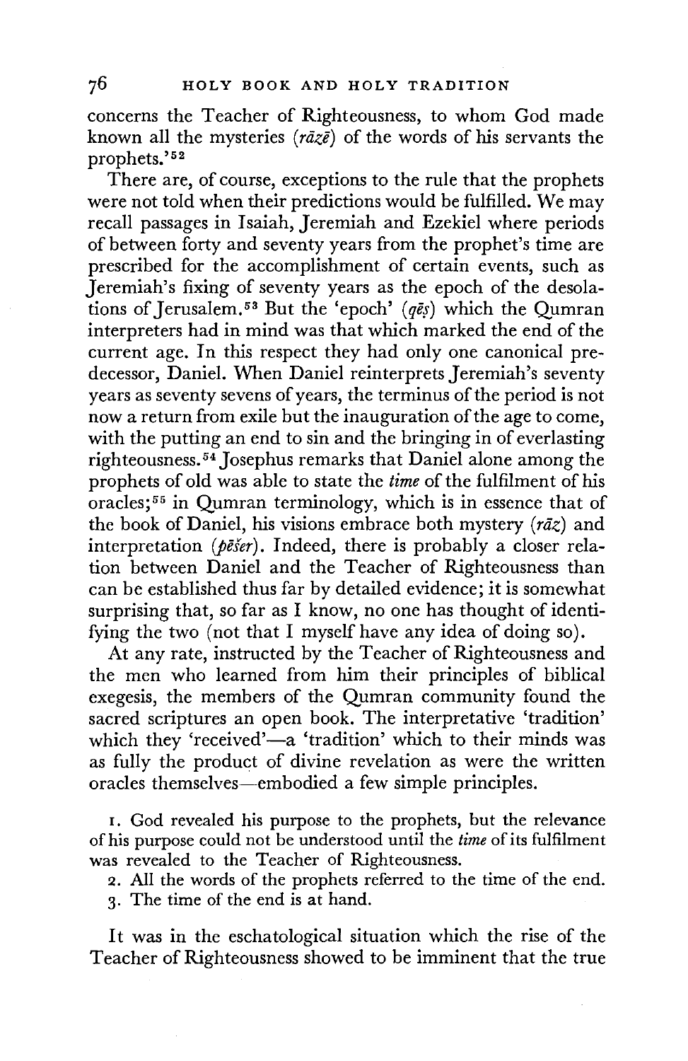concerns the Teacher of Righteousness, to whom God made known all the mysteries (*rāzē*) of the words of his servants the prophets.'[52]

There are, of course, exceptions to the rule that the prophets were not told when their predictions would be fulfilled. We may recall passages in Isaiah, Jeremiah and Ezekiel where periods of between forty and seventy years from the prophet's time are prescribed for the accomplishment of certain events, such as Jeremiah's fixing of seventy years as the epoch of the desolations of Jerusalem.[53] But the 'epoch' (*qēṣ*) which the Qumran interpreters had in mind was that which marked the end of the current age. In this respect they had only one canonical predecessor, Daniel. When Daniel reinterprets Jeremiah's seventy years as seventy sevens of years, the terminus of the period is not now a return from exile but the inauguration of the age to come, with the putting an end to sin and the bringing in of everlasting righteousness.[54] Josephus remarks that Daniel alone among the prophets of old was able to state the *time* of the fulfilment of his oracles;[55] in Qumran terminology, which is in essence that of the book of Daniel, his visions embrace both mystery (*rāz*) and interpretation (*pēšer*). Indeed, there is probably a closer relation between Daniel and the Teacher of Righteousness than can be established thus far by detailed evidence; it is somewhat surprising that, so far as I know, no one has thought of identifying the two (not that I myself have any idea of doing so).

At any rate, instructed by the Teacher of Righteousness and the men who learned from him their principles of biblical exegesis, the members of the Qumran community found the sacred scriptures an open book. The interpretative 'tradition' which they 'received'—a 'tradition' which to their minds was as fully the product of divine revelation as were the written oracles themselves—embodied a few simple principles.

1. God revealed his purpose to the prophets, but the relevance of his purpose could not be understood until the *time* of its fulfilment was revealed to the Teacher of Righteousness.
2. All the words of the prophets referred to the time of the end.
3. The time of the end is at hand.

It was in the eschatological situation which the rise of the Teacher of Righteousness showed to be imminent that the true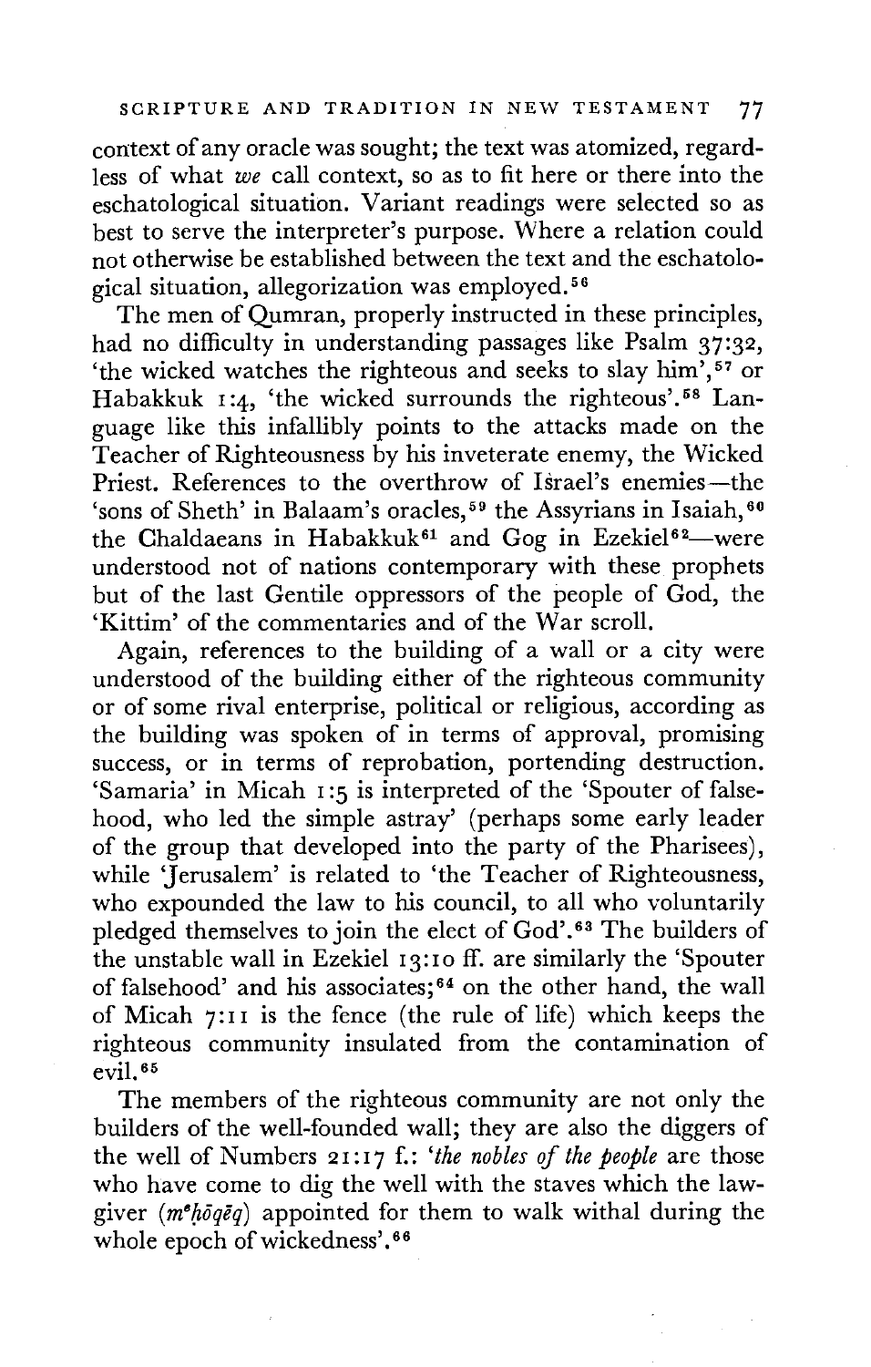context of any oracle was sought; the text was atomized, regardless of what *we* call context, so as to fit here or there into the eschatological situation. Variant readings were selected so as best to serve the interpreter's purpose. Where a relation could not otherwise be established between the text and the eschatological situation, allegorization was employed.[56]

The men of Qumran, properly instructed in these principles, had no difficulty in understanding passages like Psalm 37:32, 'the wicked watches the righteous and seeks to slay him',[57] or Habakkuk 1:4, 'the wicked surrounds the righteous'.[58] Language like this infallibly points to the attacks made on the Teacher of Righteousness by his inveterate enemy, the Wicked Priest. References to the overthrow of Israel's enemies—the 'sons of Sheth' in Balaam's oracles,[59] the Assyrians in Isaiah,[60] the Chaldaeans in Habakkuk[61] and Gog in Ezekiel[62]—were understood not of nations contemporary with these prophets but of the last Gentile oppressors of the people of God, the 'Kittim' of the commentaries and of the War scroll.

Again, references to the building of a wall or a city were understood of the building either of the righteous community or of some rival enterprise, political or religious, according as the building was spoken of in terms of approval, promising success, or in terms of reprobation, portending destruction. 'Samaria' in Micah 1:5 is interpreted of the 'Spouter of falsehood, who led the simple astray' (perhaps some early leader of the group that developed into the party of the Pharisees), while 'Jerusalem' is related to 'the Teacher of Righteousness, who expounded the law to his council, to all who voluntarily pledged themselves to join the elect of God'.[63] The builders of the unstable wall in Ezekiel 13:10 ff. are similarly the 'Spouter of falsehood' and his associates;[64] on the other hand, the wall of Micah 7:11 is the fence (the rule of life) which keeps the righteous community insulated from the contamination of evil.[65]

The members of the righteous community are not only the builders of the well-founded wall; they are also the diggers of the well of Numbers 21:17 f.: '*the nobles of the people* are those who have come to dig the well with the staves which the lawgiver (*mᵉḥōqēq*) appointed for them to walk withal during the whole epoch of wickedness'.[66]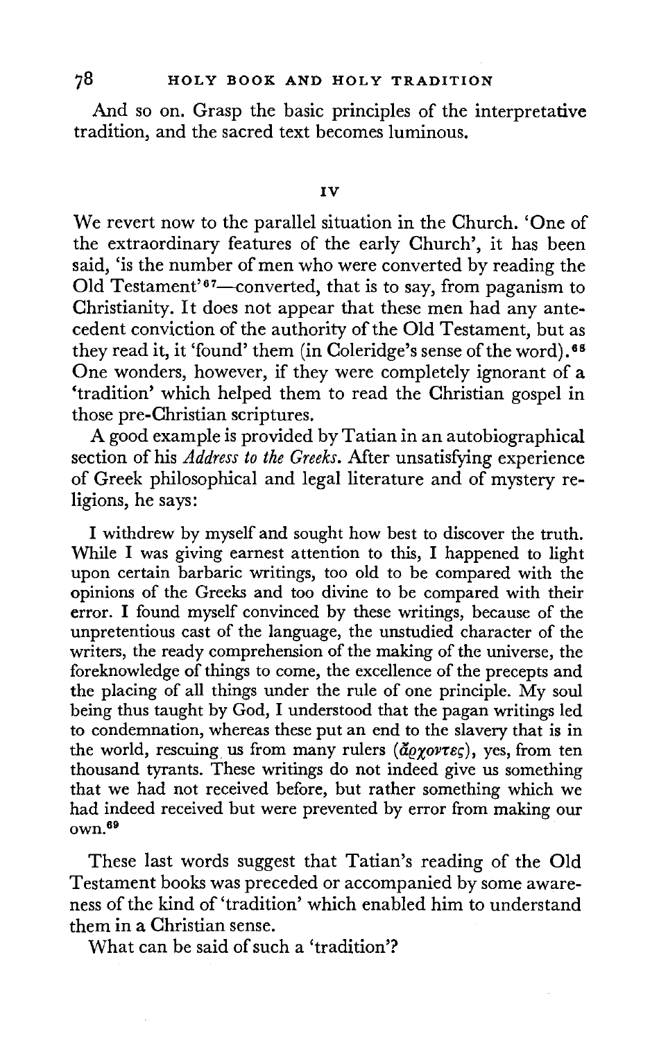And so on. Grasp the basic principles of the interpretative tradition, and the sacred text becomes luminous.

## IV

We revert now to the parallel situation in the Church. 'One of the extraordinary features of the early Church', it has been said, 'is the number of men who were converted by reading the Old Testament'[67]—converted, that is to say, from paganism to Christianity. It does not appear that these men had any antecedent conviction of the authority of the Old Testament, but as they read it, it 'found' them (in Coleridge's sense of the word).[68] One wonders, however, if they were completely ignorant of a 'tradition' which helped them to read the Christian gospel in those pre-Christian scriptures.

A good example is provided by Tatian in an autobiographical section of his *Address to the Greeks*. After unsatisfying experience of Greek philosophical and legal literature and of mystery religions, he says:

> I withdrew by myself and sought how best to discover the truth. While I was giving earnest attention to this, I happened to light upon certain barbaric writings, too old to be compared with the opinions of the Greeks and too divine to be compared with their error. I found myself convinced by these writings, because of the unpretentious cast of the language, the unstudied character of the writers, the ready comprehension of the making of the universe, the foreknowledge of things to come, the excellence of the precepts and the placing of all things under the rule of one principle. My soul being thus taught by God, I understood that the pagan writings led to condemnation, whereas these put an end to the slavery that is in the world, rescuing us from many rulers (ἄρχοντες), yes, from ten thousand tyrants. These writings do not indeed give us something that we had not received before, but rather something which we had indeed received but were prevented by error from making our own.[69]

These last words suggest that Tatian's reading of the Old Testament books was preceded or accompanied by some awareness of the kind of 'tradition' which enabled him to understand them in a Christian sense.

What can be said of such a 'tradition'?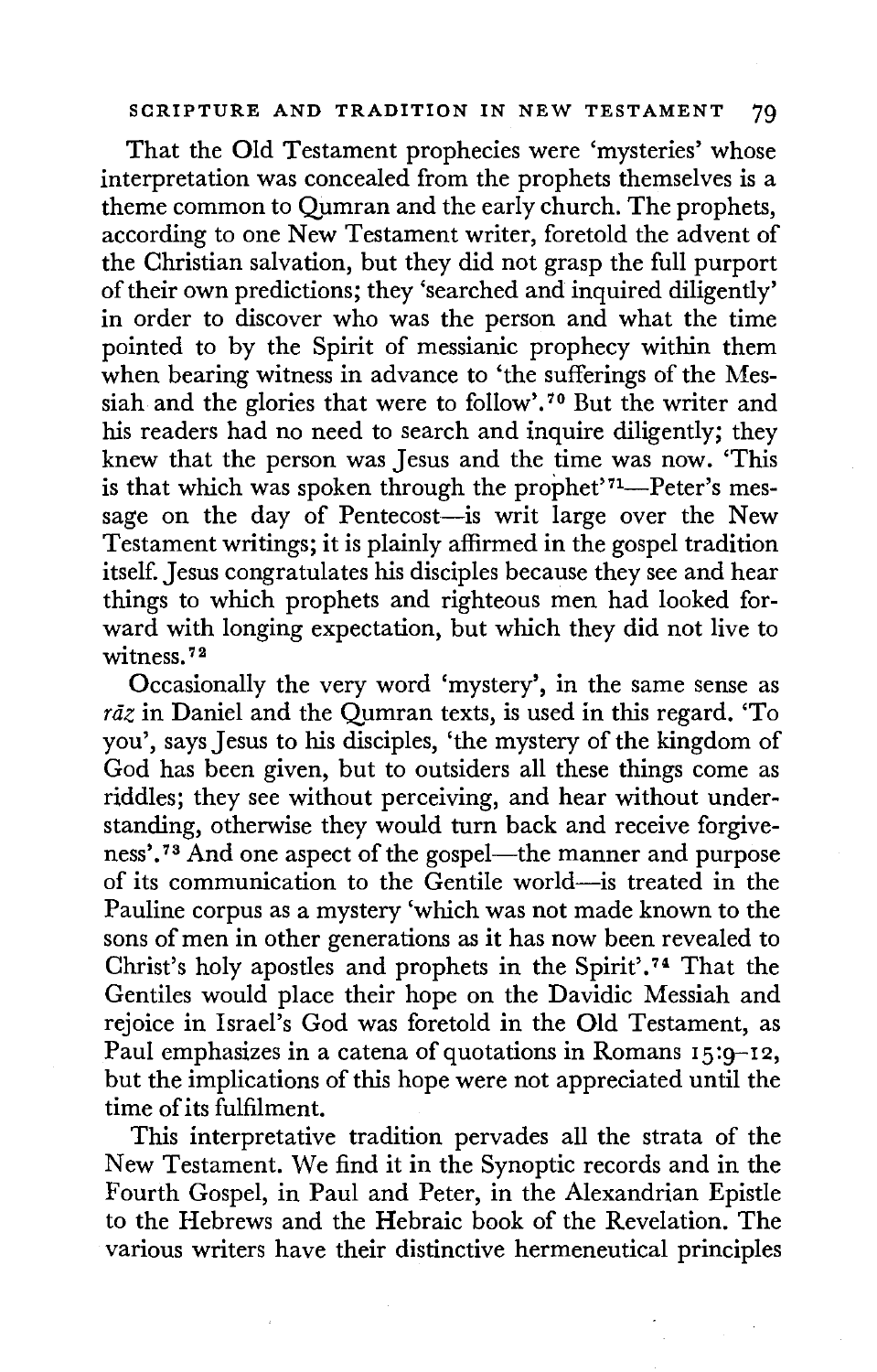That the Old Testament prophecies were 'mysteries' whose interpretation was concealed from the prophets themselves is a theme common to Qumran and the early church. The prophets, according to one New Testament writer, foretold the advent of the Christian salvation, but they did not grasp the full purport of their own predictions; they 'searched and inquired diligently' in order to discover who was the person and what the time pointed to by the Spirit of messianic prophecy within them when bearing witness in advance to 'the sufferings of the Messiah and the glories that were to follow'.[70] But the writer and his readers had no need to search and inquire diligently; they knew that the person was Jesus and the time was now. 'This is that which was spoken through the prophet'[71]—Peter's message on the day of Pentecost—is writ large over the New Testament writings; it is plainly affirmed in the gospel tradition itself. Jesus congratulates his disciples because they see and hear things to which prophets and righteous men had looked forward with longing expectation, but which they did not live to witness.[72]

Occasionally the very word 'mystery', in the same sense as *rāz* in Daniel and the Qumran texts, is used in this regard. 'To you', says Jesus to his disciples, 'the mystery of the kingdom of God has been given, but to outsiders all these things come as riddles; they see without perceiving, and hear without understanding, otherwise they would turn back and receive forgiveness'.[73] And one aspect of the gospel—the manner and purpose of its communication to the Gentile world—is treated in the Pauline corpus as a mystery 'which was not made known to the sons of men in other generations as it has now been revealed to Christ's holy apostles and prophets in the Spirit'.[74] That the Gentiles would place their hope on the Davidic Messiah and rejoice in Israel's God was foretold in the Old Testament, as Paul emphasizes in a catena of quotations in Romans 15:9–12, but the implications of this hope were not appreciated until the time of its fulfilment.

This interpretative tradition pervades all the strata of the New Testament. We find it in the Synoptic records and in the Fourth Gospel, in Paul and Peter, in the Alexandrian Epistle to the Hebrews and the Hebraic book of the Revelation. The various writers have their distinctive hermeneutical principles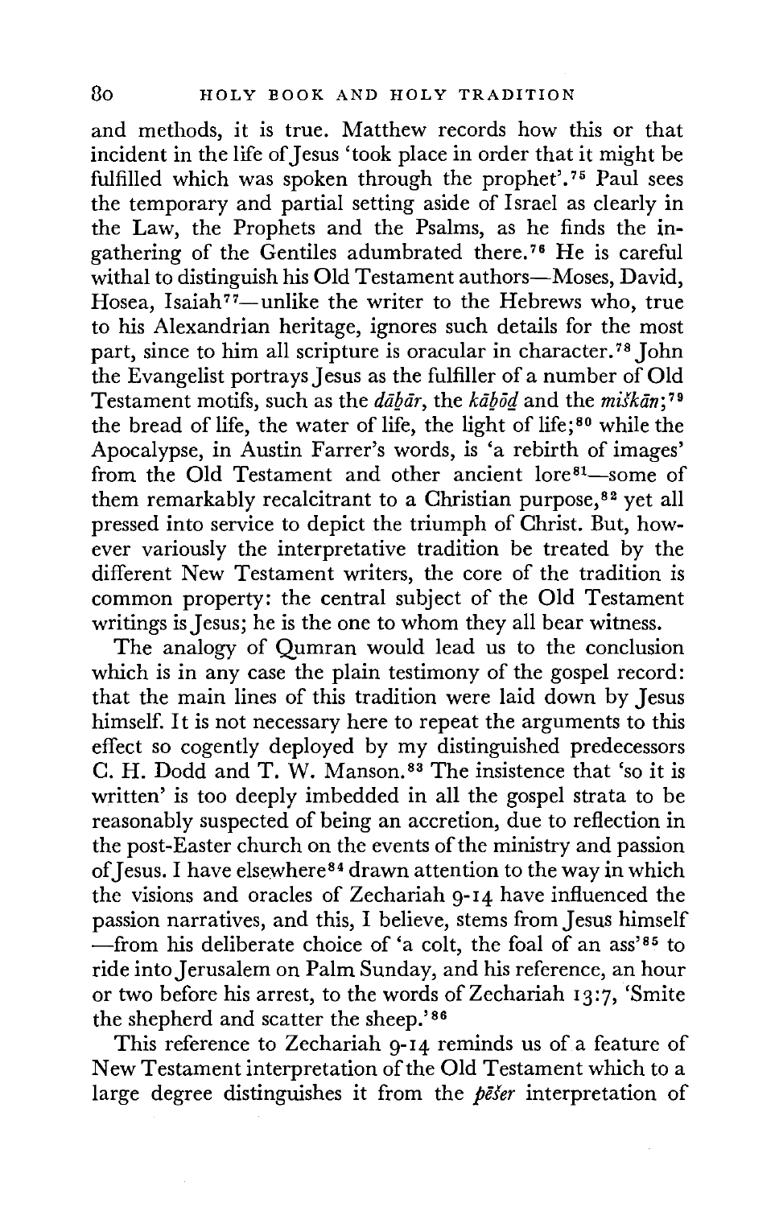and methods, it is true. Matthew records how this or that incident in the life of Jesus 'took place in order that it might be fulfilled which was spoken through the prophet'.[75] Paul sees the temporary and partial setting aside of Israel as clearly in the Law, the Prophets and the Psalms, as he finds the ingathering of the Gentiles adumbrated there.[76] He is careful withal to distinguish his Old Testament authors—Moses, David, Hosea, Isaiah[77]—unlike the writer to the Hebrews who, true to his Alexandrian heritage, ignores such details for the most part, since to him all scripture is oracular in character.[78] John the Evangelist portrays Jesus as the fulfiller of a number of Old Testament motifs, such as the *dāḇār*, the *kāḇōḏ* and the *miškān*;[79] the bread of life, the water of life, the light of life;[80] while the Apocalypse, in Austin Farrer's words, is 'a rebirth of images' from the Old Testament and other ancient lore[81]—some of them remarkably recalcitrant to a Christian purpose,[82] yet all pressed into service to depict the triumph of Christ. But, however variously the interpretative tradition be treated by the different New Testament writers, the core of the tradition is common property: the central subject of the Old Testament writings is Jesus; he is the one to whom they all bear witness.

The analogy of Qumran would lead us to the conclusion which is in any case the plain testimony of the gospel record: that the main lines of this tradition were laid down by Jesus himself. It is not necessary here to repeat the arguments to this effect so cogently deployed by my distinguished predecessors C. H. Dodd and T. W. Manson.[83] The insistence that 'so it is written' is too deeply imbedded in all the gospel strata to be reasonably suspected of being an accretion, due to reflection in the post-Easter church on the events of the ministry and passion of Jesus. I have elsewhere[84] drawn attention to the way in which the visions and oracles of Zechariah 9-14 have influenced the passion narratives, and this, I believe, stems from Jesus himself —from his deliberate choice of 'a colt, the foal of an ass'[85] to ride into Jerusalem on Palm Sunday, and his reference, an hour or two before his arrest, to the words of Zechariah 13:7, 'Smite the shepherd and scatter the sheep.'[86]

This reference to Zechariah 9-14 reminds us of a feature of New Testament interpretation of the Old Testament which to a large degree distinguishes it from the *pēšer* interpretation of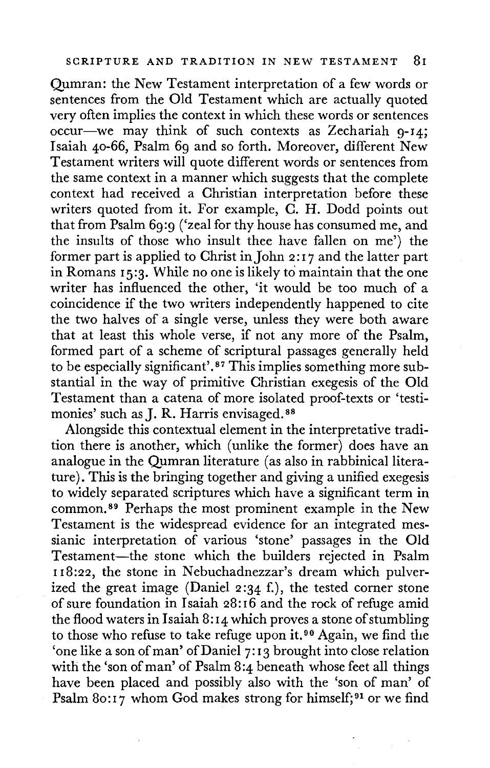Qumran: the New Testament interpretation of a few words or sentences from the Old Testament which are actually quoted very often implies the context in which these words or sentences occur—we may think of such contexts as Zechariah 9-14; Isaiah 40-66, Psalm 69 and so forth. Moreover, different New Testament writers will quote different words or sentences from the same context in a manner which suggests that the complete context had received a Christian interpretation before these writers quoted from it. For example, C. H. Dodd points out that from Psalm 69:9 ('zeal for thy house has consumed me, and the insults of those who insult thee have fallen on me') the former part is applied to Christ in John 2:17 and the latter part in Romans 15:3. While no one is likely to maintain that the one writer has influenced the other, 'it would be too much of a coincidence if the two writers independently happened to cite the two halves of a single verse, unless they were both aware that at least this whole verse, if not any more of the Psalm, formed part of a scheme of scriptural passages generally held to be especially significant'.[87] This implies something more substantial in the way of primitive Christian exegesis of the Old Testament than a catena of more isolated proof-texts or 'testimonies' such as J. R. Harris envisaged.[88]

Alongside this contextual element in the interpretative tradition there is another, which (unlike the former) does have an analogue in the Qumran literature (as also in rabbinical literature). This is the bringing together and giving a unified exegesis to widely separated scriptures which have a significant term in common.[89] Perhaps the most prominent example in the New Testament is the widespread evidence for an integrated messianic interpretation of various 'stone' passages in the Old Testament—the stone which the builders rejected in Psalm 118:22, the stone in Nebuchadnezzar's dream which pulverized the great image (Daniel 2:34 f.), the tested corner stone of sure foundation in Isaiah 28:16 and the rock of refuge amid the flood waters in Isaiah 8:14 which proves a stone of stumbling to those who refuse to take refuge upon it.[90] Again, we find the 'one like a son of man' of Daniel 7:13 brought into close relation with the 'son of man' of Psalm 8:4 beneath whose feet all things have been placed and possibly also with the 'son of man' of Psalm 80:17 whom God makes strong for himself;[91] or we find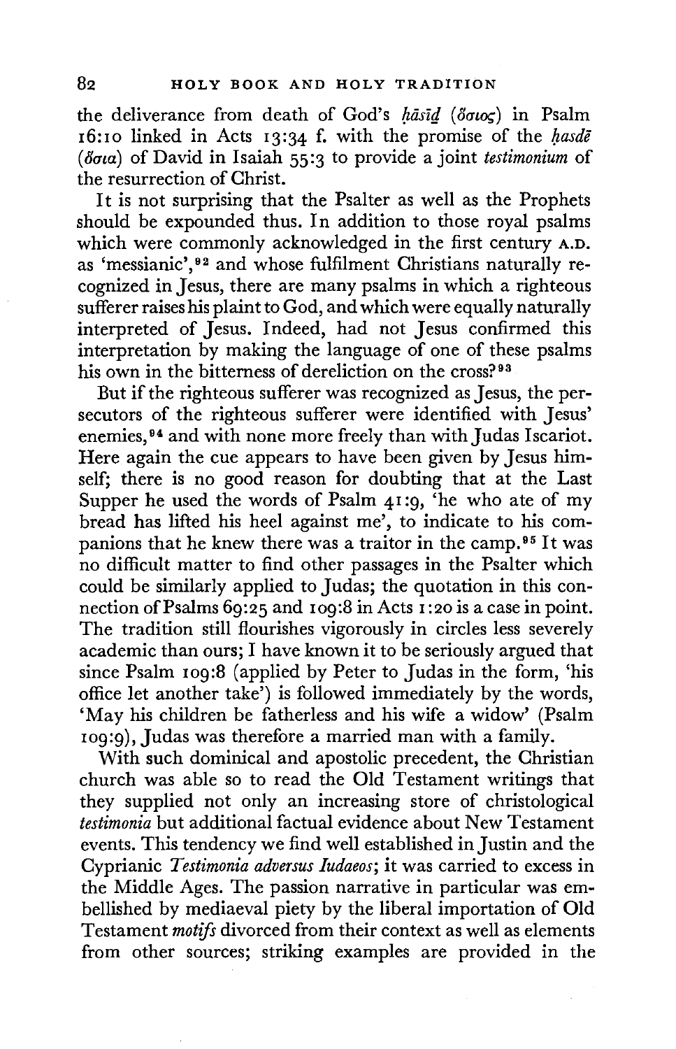the deliverance from death of God's *ḥāsīḏ* (ὅσιος) in Psalm 16:10 linked in Acts 13:34 f. with the promise of the *ḥasdē* (ὅσια) of David in Isaiah 55:3 to provide a joint *testimonium* of the resurrection of Christ.

It is not surprising that the Psalter as well as the Prophets should be expounded thus. In addition to those royal psalms which were commonly acknowledged in the first century A.D. as 'messianic',[92] and whose fulfilment Christians naturally recognized in Jesus, there are many psalms in which a righteous sufferer raises his plaint to God, and which were equally naturally interpreted of Jesus. Indeed, had not Jesus confirmed this interpretation by making the language of one of these psalms his own in the bitterness of dereliction on the cross?[93]

But if the righteous sufferer was recognized as Jesus, the persecutors of the righteous sufferer were identified with Jesus' enemies,[94] and with none more freely than with Judas Iscariot. Here again the cue appears to have been given by Jesus himself; there is no good reason for doubting that at the Last Supper he used the words of Psalm 41:9, 'he who ate of my bread has lifted his heel against me', to indicate to his companions that he knew there was a traitor in the camp.[95] It was no difficult matter to find other passages in the Psalter which could be similarly applied to Judas; the quotation in this connection of Psalms 69:25 and 109:8 in Acts 1:20 is a case in point. The tradition still flourishes vigorously in circles less severely academic than ours; I have known it to be seriously argued that since Psalm 109:8 (applied by Peter to Judas in the form, 'his office let another take') is followed immediately by the words, 'May his children be fatherless and his wife a widow' (Psalm 109:9), Judas was therefore a married man with a family.

With such dominical and apostolic precedent, the Christian church was able so to read the Old Testament writings that they supplied not only an increasing store of christological *testimonia* but additional factual evidence about New Testament events. This tendency we find well established in Justin and the Cyprianic *Testimonia adversus Iudaeos*; it was carried to excess in the Middle Ages. The passion narrative in particular was embellished by mediaeval piety by the liberal importation of Old Testament *motifs* divorced from their context as well as elements from other sources; striking examples are provided in the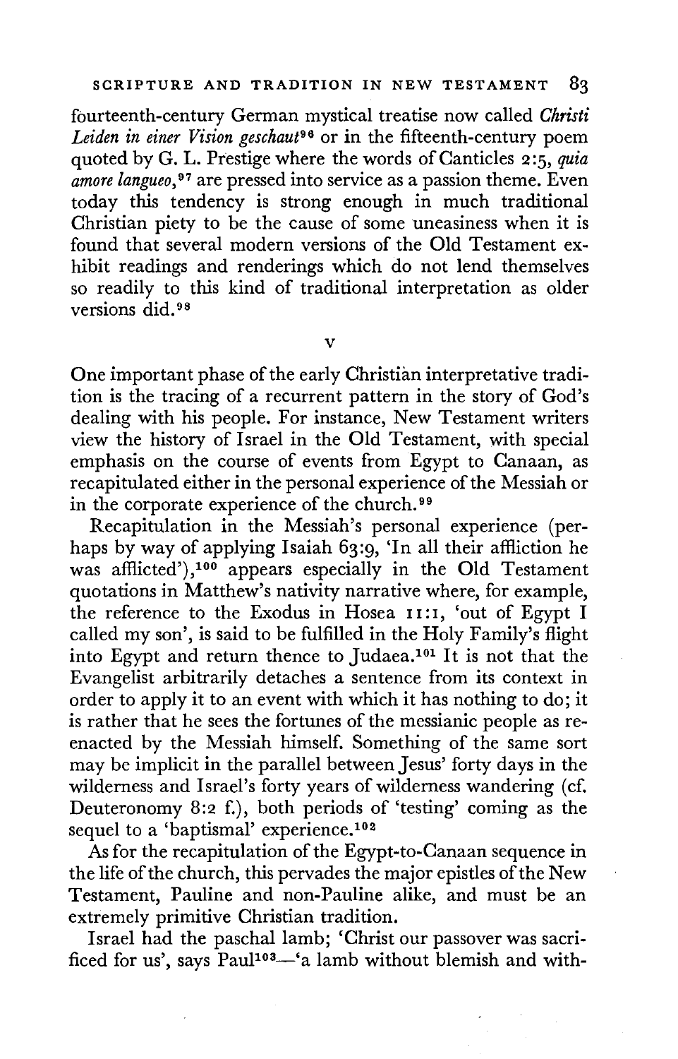fourteenth-century German mystical treatise now called *Christi Leiden in einer Vision geschaut*[96] or in the fifteenth-century poem quoted by G. L. Prestige where the words of Canticles 2:5, *quia amore langueo*,[97] are pressed into service as a passion theme. Even today this tendency is strong enough in much traditional Christian piety to be the cause of some uneasiness when it is found that several modern versions of the Old Testament exhibit readings and renderings which do not lend themselves so readily to this kind of traditional interpretation as older versions did.[98]

V

One important phase of the early Christian interpretative tradition is the tracing of a recurrent pattern in the story of God's dealing with his people. For instance, New Testament writers view the history of Israel in the Old Testament, with special emphasis on the course of events from Egypt to Canaan, as recapitulated either in the personal experience of the Messiah or in the corporate experience of the church.[99]

Recapitulation in the Messiah's personal experience (perhaps by way of applying Isaiah 63:9, 'In all their affliction he was afflicted'),[100] appears especially in the Old Testament quotations in Matthew's nativity narrative where, for example, the reference to the Exodus in Hosea 11:1, 'out of Egypt I called my son', is said to be fulfilled in the Holy Family's flight into Egypt and return thence to Judaea.[101] It is not that the Evangelist arbitrarily detaches a sentence from its context in order to apply it to an event with which it has nothing to do; it is rather that he sees the fortunes of the messianic people as re-enacted by the Messiah himself. Something of the same sort may be implicit in the parallel between Jesus' forty days in the wilderness and Israel's forty years of wilderness wandering (cf. Deuteronomy 8:2 f.), both periods of 'testing' coming as the sequel to a 'baptismal' experience.[102]

As for the recapitulation of the Egypt-to-Canaan sequence in the life of the church, this pervades the major epistles of the New Testament, Pauline and non-Pauline alike, and must be an extremely primitive Christian tradition.

Israel had the paschal lamb; 'Christ our passover was sacrificed for us', says Paul[103]—'a lamb without blemish and with-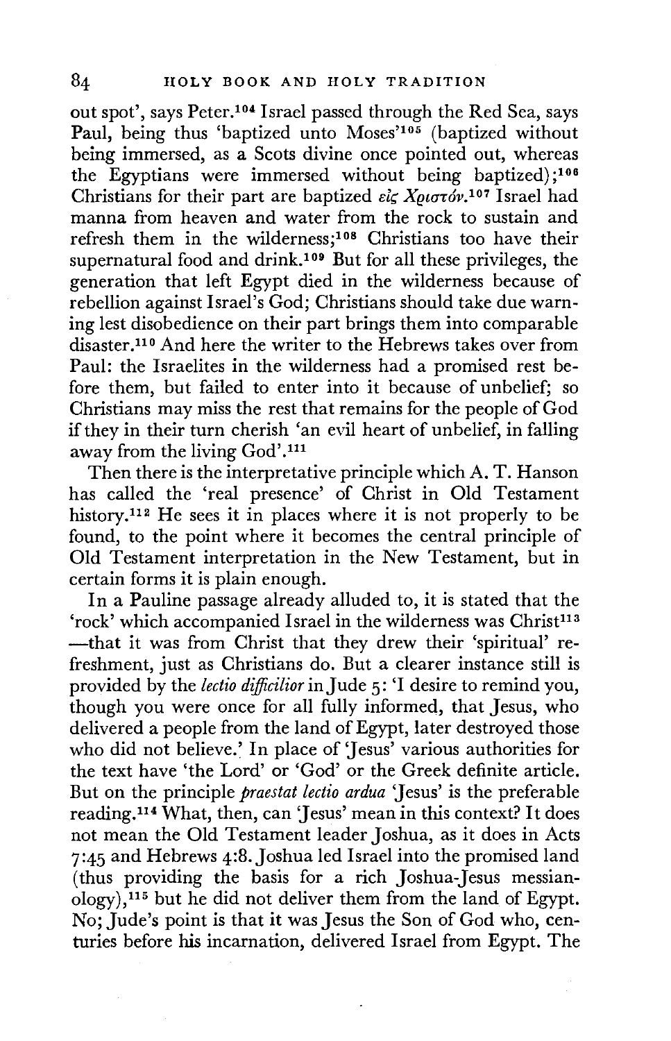out spot', says Peter.[104] Israel passed through the Red Sea, says Paul, being thus 'baptized unto Moses'[105] (baptized without being immersed, as a Scots divine once pointed out, whereas the Egyptians were immersed without being baptized);[106] Christians for their part are baptized εἰς Χριστόν.[107] Israel had manna from heaven and water from the rock to sustain and refresh them in the wilderness;[108] Christians too have their supernatural food and drink.[109] But for all these privileges, the generation that left Egypt died in the wilderness because of rebellion against Israel's God; Christians should take due warning lest disobedience on their part brings them into comparable disaster.[110] And here the writer to the Hebrews takes over from Paul: the Israelites in the wilderness had a promised rest before them, but failed to enter into it because of unbelief; so Christians may miss the rest that remains for the people of God if they in their turn cherish 'an evil heart of unbelief, in falling away from the living God'.[111]

Then there is the interpretative principle which A. T. Hanson has called the 'real presence' of Christ in Old Testament history.[112] He sees it in places where it is not properly to be found, to the point where it becomes the central principle of Old Testament interpretation in the New Testament, but in certain forms it is plain enough.

In a Pauline passage already alluded to, it is stated that the 'rock' which accompanied Israel in the wilderness was Christ[113] —that it was from Christ that they drew their 'spiritual' refreshment, just as Christians do. But a clearer instance still is provided by the *lectio difficilior* in Jude 5: 'I desire to remind you, though you were once for all fully informed, that Jesus, who delivered a people from the land of Egypt, later destroyed those who did not believe.' In place of 'Jesus' various authorities for the text have 'the Lord' or 'God' or the Greek definite article. But on the principle *praestat lectio ardua* 'Jesus' is the preferable reading.[114] What, then, can 'Jesus' mean in this context? It does not mean the Old Testament leader Joshua, as it does in Acts 7:45 and Hebrews 4:8. Joshua led Israel into the promised land (thus providing the basis for a rich Joshua-Jesus messianology),[115] but he did not deliver them from the land of Egypt. No; Jude's point is that it was Jesus the Son of God who, centuries before his incarnation, delivered Israel from Egypt. The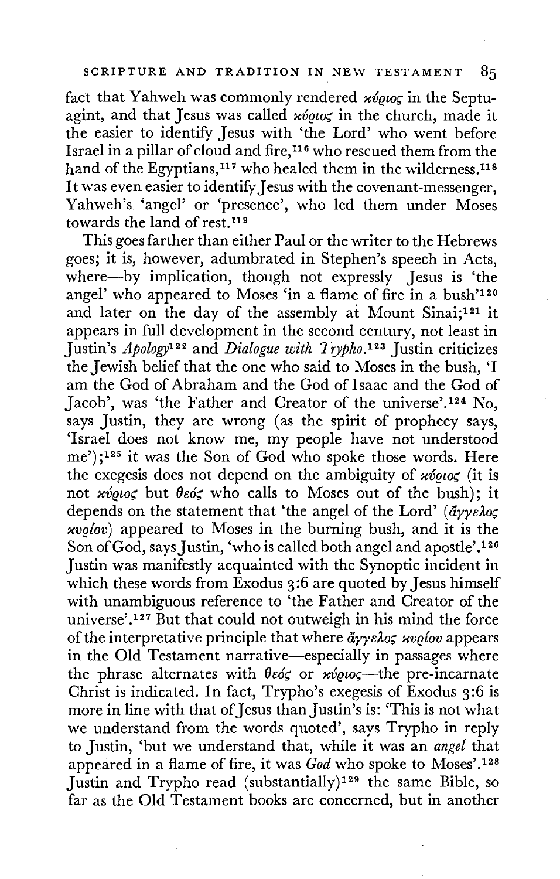fact that Yahweh was commonly rendered κύριος in the Septuagint, and that Jesus was called κύριος in the church, made it the easier to identify Jesus with 'the Lord' who went before Israel in a pillar of cloud and fire,[116] who rescued them from the hand of the Egyptians,[117] who healed them in the wilderness.[118] It was even easier to identify Jesus with the covenant-messenger, Yahweh's 'angel' or 'presence', who led them under Moses towards the land of rest.[119]

This goes farther than either Paul or the writer to the Hebrews goes; it is, however, adumbrated in Stephen's speech in Acts, where—by implication, though not expressly—Jesus is 'the angel' who appeared to Moses 'in a flame of fire in a bush'[120] and later on the day of the assembly at Mount Sinai;[121] it appears in full development in the second century, not least in Justin's *Apology*[122] and *Dialogue with Trypho*.[123] Justin criticizes the Jewish belief that the one who said to Moses in the bush, 'I am the God of Abraham and the God of Isaac and the God of Jacob', was 'the Father and Creator of the universe'.[124] No, says Justin, they are wrong (as the spirit of prophecy says, 'Israel does not know me, my people have not understood me');[125] it was the Son of God who spoke those words. Here the exegesis does not depend on the ambiguity of κύριος (it is not κύριος but θεός who calls to Moses out of the bush); it depends on the statement that 'the angel of the Lord' (ἄγγελος κυρίου) appeared to Moses in the burning bush, and it is the Son of God, says Justin, 'who is called both angel and apostle'.[126] Justin was manifestly acquainted with the Synoptic incident in which these words from Exodus 3:6 are quoted by Jesus himself with unambiguous reference to 'the Father and Creator of the universe'.[127] But that could not outweigh in his mind the force of the interpretative principle that where ἄγγελος κυρίου appears in the Old Testament narrative—especially in passages where the phrase alternates with θεός or κύριος—the pre-incarnate Christ is indicated. In fact, Trypho's exegesis of Exodus 3:6 is more in line with that of Jesus than Justin's is: 'This is not what we understand from the words quoted', says Trypho in reply to Justin, 'but we understand that, while it was an *angel* that appeared in a flame of fire, it was *God* who spoke to Moses'.[128] Justin and Trypho read (substantially)[129] the same Bible, so far as the Old Testament books are concerned, but in another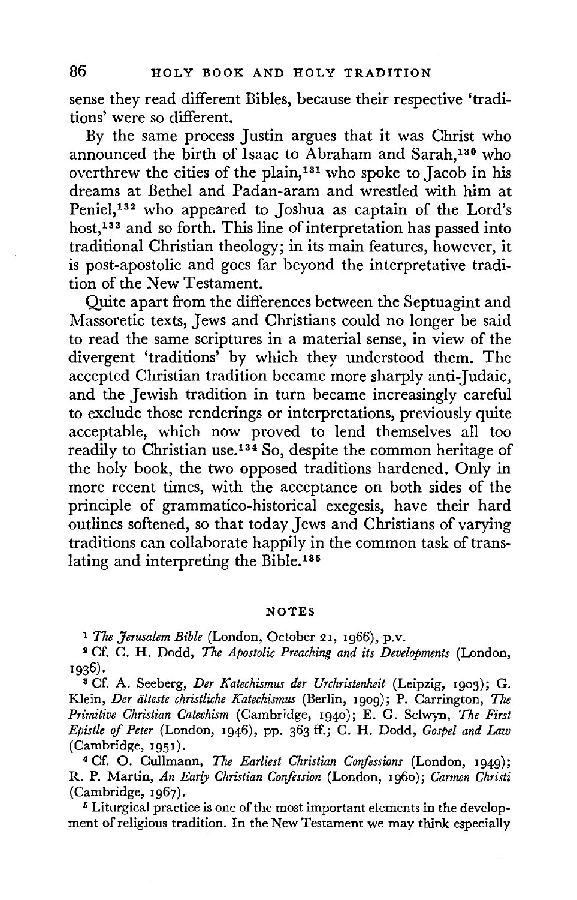sense they read different Bibles, because their respective 'traditions' were so different.

By the same process Justin argues that it was Christ who announced the birth of Isaac to Abraham and Sarah,[130] who overthrew the cities of the plain,[131] who spoke to Jacob in his dreams at Bethel and Padan-aram and wrestled with him at Peniel,[132] who appeared to Joshua as captain of the Lord's host,[133] and so forth. This line of interpretation has passed into traditional Christian theology; in its main features, however, it is post-apostolic and goes far beyond the interpretative tradition of the New Testament.

Quite apart from the differences between the Septuagint and Massoretic texts, Jews and Christians could no longer be said to read the same scriptures in a material sense, in view of the divergent 'traditions' by which they understood them. The accepted Christian tradition became more sharply anti-Judaic, and the Jewish tradition in turn became increasingly careful to exclude those renderings or interpretations, previously quite acceptable, which now proved to lend themselves all too readily to Christian use.[134] So, despite the common heritage of the holy book, the two opposed traditions hardened. Only in more recent times, with the acceptance on both sides of the principle of grammatico-historical exegesis, have their hard outlines softened, so that today Jews and Christians of varying traditions can collaborate happily in the common task of translating and interpreting the Bible.[135]

## NOTES

[1] *The Jerusalem Bible* (London, October 21, 1966), p.v.

[2] Cf. C. H. Dodd, *The Apostolic Preaching and its Developments* (London, 1936).

[3] Cf. A. Seeberg, *Der Katechismus der Urchristenheit* (Leipzig, 1903); G. Klein, *Der älteste christliche Katechismus* (Berlin, 1909); P. Carrington, *The Primitive Christian Catechism* (Cambridge, 1940); E. G. Selwyn, *The First Epistle of Peter* (London, 1946), pp. 363 ff.; C. H. Dodd, *Gospel and Law* (Cambridge, 1951).

[4] Cf. O. Cullmann, *The Earliest Christian Confessions* (London, 1949); R. P. Martin, *An Early Christian Confession* (London, 1960); *Carmen Christi* (Cambridge, 1967).

[5] Liturgical practice is one of the most important elements in the development of religious tradition. In the New Testament we may think especially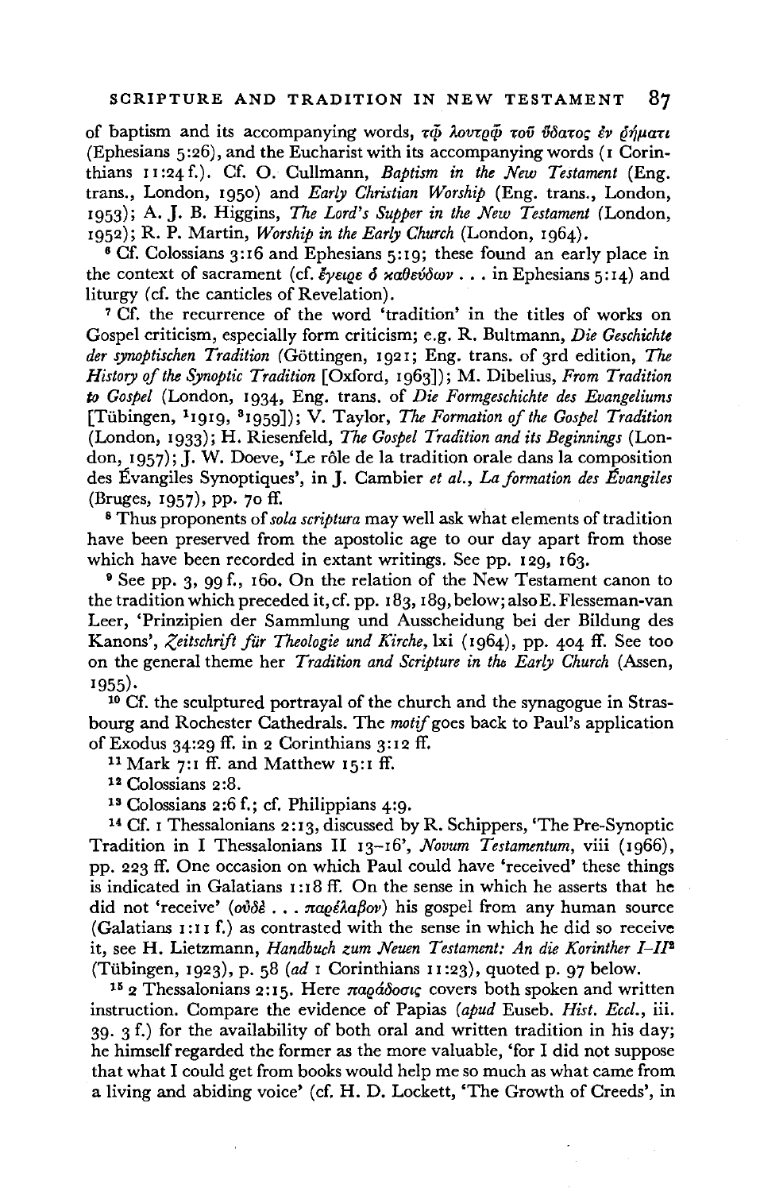of baptism and its accompanying words, τῷ λουτρῷ τοῦ ὕδατος ἐν ῥήματι (Ephesians 5:26), and the Eucharist with its accompanying words (1 Corinthians 11:24 f.). Cf. O. Cullmann, *Baptism in the New Testament* (Eng. trans., London, 1950) and *Early Christian Worship* (Eng. trans., London, 1953); A. J. B. Higgins, *The Lord's Supper in the New Testament* (London, 1952); R. P. Martin, *Worship in the Early Church* (London, 1964).

[6] Cf. Colossians 3:16 and Ephesians 5:19; these found an early place in the context of sacrament (cf. ἔγειρε ὁ καθεύδων . . . in Ephesians 5:14) and liturgy (cf. the canticles of Revelation).

[7] Cf. the recurrence of the word 'tradition' in the titles of works on Gospel criticism, especially form criticism; e.g. R. Bultmann, *Die Geschichte der synoptischen Tradition* (Göttingen, 1921; Eng. trans. of 3rd edition, *The History of the Synoptic Tradition* [Oxford, 1963]); M. Dibelius, *From Tradition to Gospel* (London, 1934, Eng. trans. of *Die Formgeschichte des Evangeliums* [Tübingen, [1]1919, [3]1959]); V. Taylor, *The Formation of the Gospel Tradition* (London, 1933); H. Riesenfeld, *The Gospel Tradition and its Beginnings* (London, 1957); J. W. Doeve, 'Le rôle de la tradition orale dans la composition des Évangiles Synoptiques', in J. Cambier *et al.*, *La formation des Évangiles* (Bruges, 1957), pp. 70 ff.

[8] Thus proponents of *sola scriptura* may well ask what elements of tradition have been preserved from the apostolic age to our day apart from those which have been recorded in extant writings. See pp. 129, 163.

[9] See pp. 3, 99 f., 160. On the relation of the New Testament canon to the tradition which preceded it, cf. pp. 183, 189, below; also E. Flesseman-van Leer, 'Prinzipien der Sammlung und Ausscheidung bei der Bildung des Kanons', *Zeitschrift für Theologie und Kirche*, lxi (1964), pp. 404 ff. See too on the general theme her *Tradition and Scripture in the Early Church* (Assen, 1955).

[10] Cf. the sculptured portrayal of the church and the synagogue in Strasbourg and Rochester Cathedrals. The *motif* goes back to Paul's application of Exodus 34:29 ff. in 2 Corinthians 3:12 ff.

[11] Mark 7:1 ff. and Matthew 15:1 ff.

[12] Colossians 2:8.

[13] Colossians 2:6 f.; cf. Philippians 4:9.

[14] Cf. 1 Thessalonians 2:13, discussed by R. Schippers, 'The Pre-Synoptic Tradition in I Thessalonians II 13–16', *Novum Testamentum*, viii (1966), pp. 223 ff. One occasion on which Paul could have 'received' these things is indicated in Galatians 1:18 ff. On the sense in which he asserts that he did not 'receive' (οὐδὲ . . . παρέλαβον) his gospel from any human source (Galatians 1:11 f.) as contrasted with the sense in which he did so receive it, see H. Lietzmann, *Handbuch zum Neuen Testament: An die Korinther I–II*[2] (Tübingen, 1923), p. 58 (*ad* 1 Corinthians 11:23), quoted p. 97 below.

[15] 2 Thessalonians 2:15. Here παράδοσις covers both spoken and written instruction. Compare the evidence of Papias (*apud* Euseb. *Hist. Eccl.*, iii. 39. 3 f.) for the availability of both oral and written tradition in his day; he himself regarded the former as the more valuable, 'for I did not suppose that what I could get from books would help me so much as what came from a living and abiding voice' (cf. H. D. Lockett, 'The Growth of Creeds', in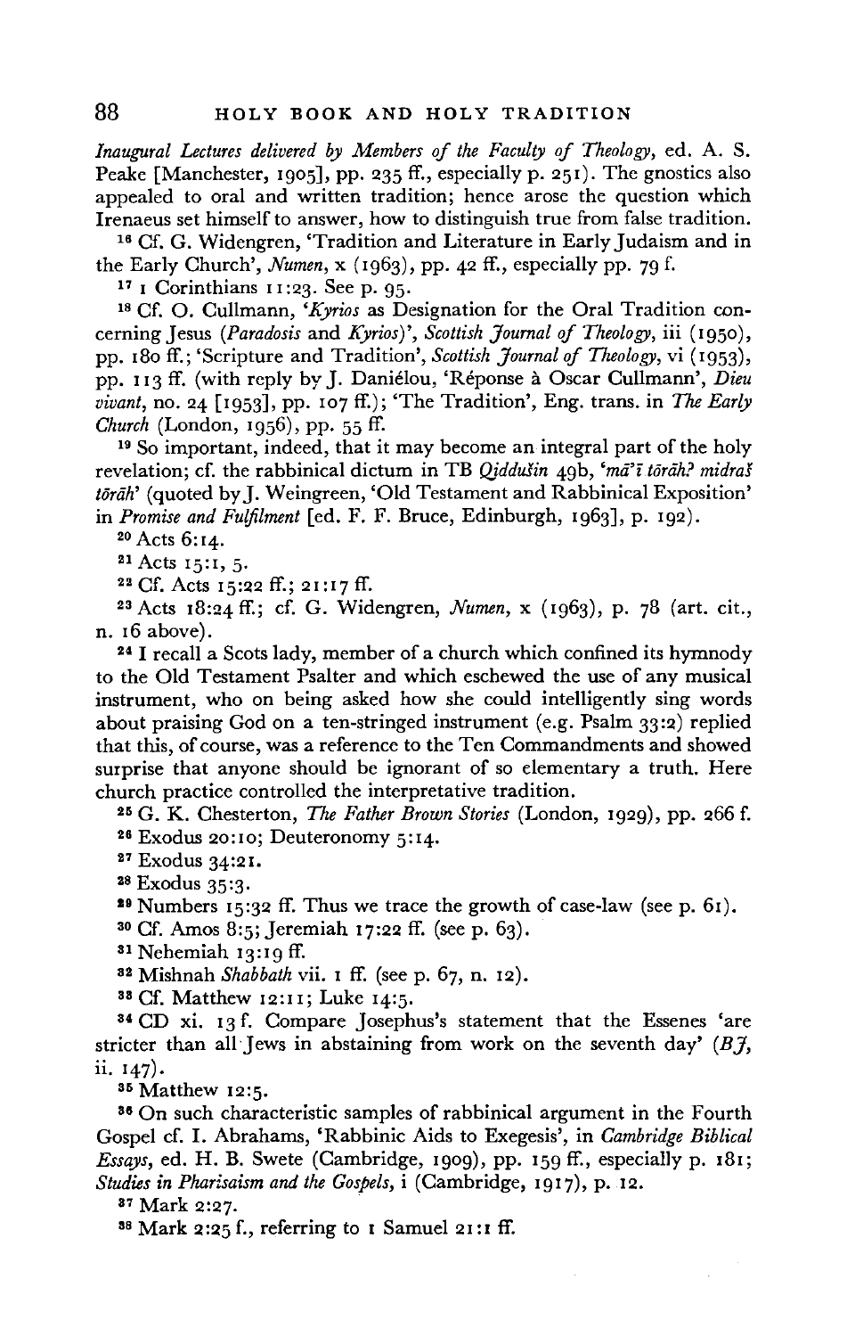*Inaugural Lectures delivered by Members of the Faculty of Theology*, ed. A. S. Peake [Manchester, 1905], pp. 235 ff., especially p. 251). The gnostics also appealed to oral and written tradition; hence arose the question which Irenaeus set himself to answer, how to distinguish true from false tradition.

[16] Cf. G. Widengren, 'Tradition and Literature in Early Judaism and in the Early Church', *Numen*, x (1963), pp. 42 ff., especially pp. 79 f.

[17] 1 Corinthians 11:23. See p. 95.

[18] Cf. O. Cullmann, '*Kyrios* as Designation for the Oral Tradition concerning Jesus (*Paradosis* and *Kyrios*)', *Scottish Journal of Theology*, iii (1950), pp. 180 ff.; 'Scripture and Tradition', *Scottish Journal of Theology*, vi (1953), pp. 113 ff. (with reply by J. Daniélou, 'Réponse à Oscar Cullmann', *Dieu vivant*, no. 24 [1953], pp. 107 ff.); 'The Tradition', Eng. trans. in *The Early Church* (London, 1956), pp. 55 ff.

[19] So important, indeed, that it may become an integral part of the holy revelation; cf. the rabbinical dictum in TB *Qiddušin* 49b, '*mā'ī tōrāh? midraš tōrāh*' (quoted by J. Weingreen, 'Old Testament and Rabbinical Exposition' in *Promise and Fulfilment* [ed. F. F. Bruce, Edinburgh, 1963], p. 192).

[20] Acts 6:14.

[21] Acts 15:1, 5.

[22] Cf. Acts 15:22 ff.; 21:17 ff.

[23] Acts 18:24 ff.; cf. G. Widengren, *Numen*, x (1963), p. 78 (art. cit., n. 16 above).

[24] I recall a Scots lady, member of a church which confined its hymnody to the Old Testament Psalter and which eschewed the use of any musical instrument, who on being asked how she could intelligently sing words about praising God on a ten-stringed instrument (e.g. Psalm 33:2) replied that this, of course, was a reference to the Ten Commandments and showed surprise that anyone should be ignorant of so elementary a truth. Here church practice controlled the interpretative tradition.

[25] G. K. Chesterton, *The Father Brown Stories* (London, 1929), pp. 266 f.

[26] Exodus 20:10; Deuteronomy 5:14.

[27] Exodus 34:21.

[28] Exodus 35:3.

[29] Numbers 15:32 ff. Thus we trace the growth of case-law (see p. 61).

[30] Cf. Amos 8:5; Jeremiah 17:22 ff. (see p. 63).

[31] Nehemiah 13:19 ff.

[32] Mishnah *Shabbath* vii. 1 ff. (see p. 67, n. 12).

[33] Cf. Matthew 12:11; Luke 14:5.

[34] CD xi. 13 f. Compare Josephus's statement that the Essenes 'are stricter than all Jews in abstaining from work on the seventh day' (*BJ*, ii. 147).

[35] Matthew 12:5.

[36] On such characteristic samples of rabbinical argument in the Fourth Gospel cf. I. Abrahams, 'Rabbinic Aids to Exegesis', in *Cambridge Biblical Essays*, ed. H. B. Swete (Cambridge, 1909), pp. 159 ff., especially p. 181; *Studies in Pharisaism and the Gospels*, i (Cambridge, 1917), p. 12.

[37] Mark 2:27.

[38] Mark 2:25 f., referring to 1 Samuel 21:1 ff.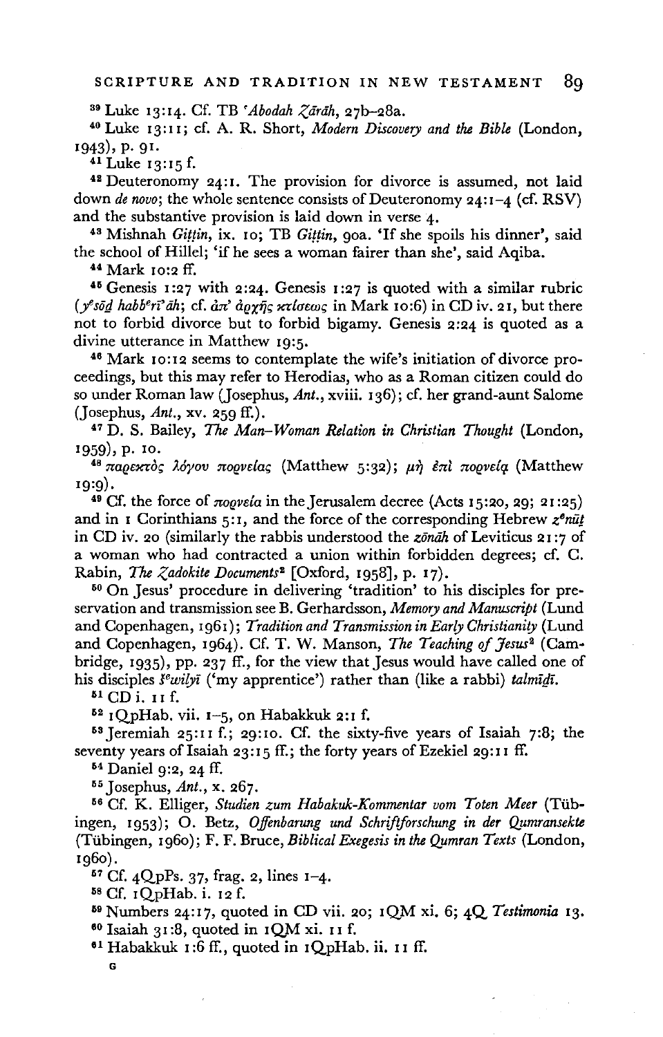[39] Luke 13:14. Cf. TB *'Abodah Zārāh*, 27b–28a.

[40] Luke 13:11; cf. A. R. Short, *Modern Discovery and the Bible* (London, 1943), p. 91.

[41] Luke 13:15 f.

[42] Deuteronomy 24:1. The provision for divorce is assumed, not laid down *de novo*; the whole sentence consists of Deuteronomy 24:1–4 (cf. RSV) and the substantive provision is laid down in verse 4.

[43] Mishnah *Giṭṭin*, ix. 10; TB *Giṭṭin*, 90a. 'If she spoils his dinner', said the school of Hillel; 'if he sees a woman fairer than she', said Aqiba.

[44] Mark 10:2 ff.

[45] Genesis 1:27 with 2:24. Genesis 1:27 is quoted with a similar rubric (*yᵉsōḏ habbᵉrī'āh*; cf. ἀπ' ἀρχῆς κτίσεως in Mark 10:6) in CD iv. 21, but there not to forbid divorce but to forbid bigamy. Genesis 2:24 is quoted as a divine utterance in Matthew 19:5.

[46] Mark 10:12 seems to contemplate the wife's initiation of divorce proceedings, but this may refer to Herodias, who as a Roman citizen could do so under Roman law (Josephus, *Ant.*, xviii. 136); cf. her grand-aunt Salome (Josephus, *Ant.*, xv. 259 ff.).

[47] D. S. Bailey, *The Man–Woman Relation in Christian Thought* (London, 1959), p. 10.

[48] παρεκτὸς λόγου πορνείας (Matthew 5:32); μὴ ἐπὶ πορνείᾳ (Matthew 19:9).

[49] Cf. the force of πορνεία in the Jerusalem decree (Acts 15:20, 29; 21:25) and in 1 Corinthians 5:1, and the force of the corresponding Hebrew *zᵉnūṯ* in CD iv. 20 (similarly the rabbis understood the *zōnāh* of Leviticus 21:7 of a woman who had contracted a union within forbidden degrees; cf. C. Rabin, *The Zadokite Documents*[2] [Oxford, 1958], p. 17).

[50] On Jesus' procedure in delivering 'tradition' to his disciples for preservation and transmission see B. Gerhardsson, *Memory and Manuscript* (Lund and Copenhagen, 1961); *Tradition and Transmission in Early Christianity* (Lund and Copenhagen, 1964). Cf. T. W. Manson, *The Teaching of Jesus*[2] (Cambridge, 1935), pp. 237 ff., for the view that Jesus would have called one of his disciples *šᵉwilyī* ('my apprentice') rather than (like a rabbi) *talmīḏī*.

[51] CD i. 11 f.

[52] 1QpHab. vii. 1–5, on Habakkuk 2:1 f.

[53] Jeremiah 25:11 f.; 29:10. Cf. the sixty-five years of Isaiah 7:8; the seventy years of Isaiah 23:15 ff.; the forty years of Ezekiel 29:11 ff.

[54] Daniel 9:2, 24 ff.

[55] Josephus, *Ant.*, x. 267.

[56] Cf. K. Elliger, *Studien zum Habakuk-Kommentar vom Toten Meer* (Tübingen, 1953); O. Betz, *Offenbarung und Schriftforschung in der Qumransekte* (Tübingen, 1960); F. F. Bruce, *Biblical Exegesis in the Qumran Texts* (London, 1960).

[57] Cf. 4QpPs. 37, frag. 2, lines 1–4.

[58] Cf. 1QpHab. i. 12 f.

[59] Numbers 24:17, quoted in CD vii. 20; 1QM xi. 6; 4Q *Testimonia* 13.

[60] Isaiah 31:8, quoted in 1QM xi. 11 f.

[61] Habakkuk 1:6 ff., quoted in 1QpHab. ii. 11 ff.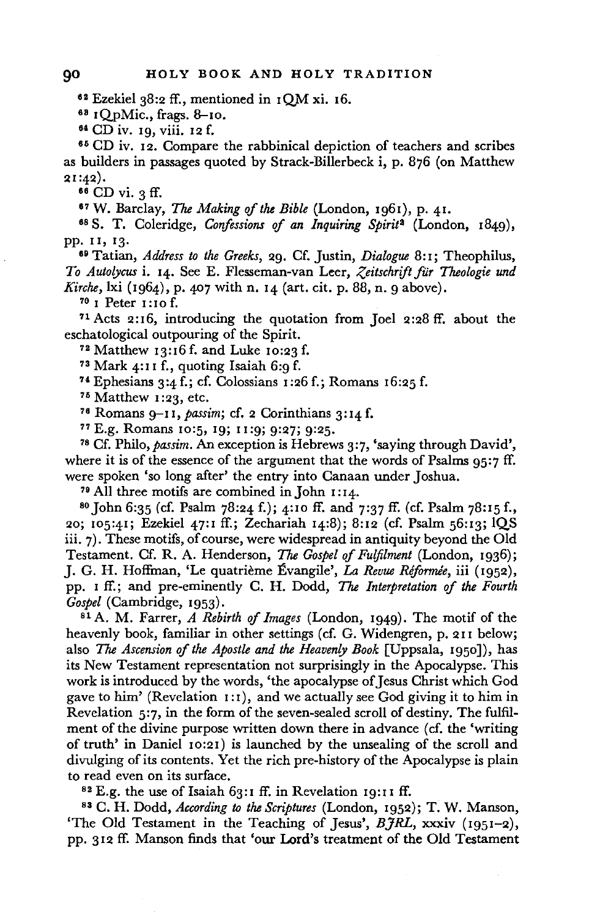[62] Ezekiel 38:2 ff., mentioned in 1QM xi. 16.

[63] 1QpMic., frags. 8–10.

[64] CD iv. 19, viii. 12 f.

[65] CD iv. 12. Compare the rabbinical depiction of teachers and scribes as builders in passages quoted by Strack-Billerbeck i, p. 876 (on Matthew 21:42).

[66] CD vi. 3 ff.

[67] W. Barclay, *The Making of the Bible* (London, 1961), p. 41.

[68] S. T. Coleridge, *Confessions of an Inquiring Spirit*[3] (London, 1849), pp. 11, 13.

[69] Tatian, *Address to the Greeks*, 29. Cf. Justin, *Dialogue* 8:1; Theophilus, *To Autolycus* i. 14. See E. Flesseman-van Leer, *Zeitschrift für Theologie und Kirche*, lxi (1964), p. 407 with n. 14 (art. cit. p. 88, n. 9 above).

[70] 1 Peter 1:10 f.

[71] Acts 2:16, introducing the quotation from Joel 2:28 ff. about the eschatological outpouring of the Spirit.

[72] Matthew 13:16 f. and Luke 10:23 f.

[73] Mark 4:11 f., quoting Isaiah 6:9 f.

[74] Ephesians 3:4 f.; cf. Colossians 1:26 f.; Romans 16:25 f.

[75] Matthew 1:23, etc.

[76] Romans 9–11, *passim*; cf. 2 Corinthians 3:14 f.

[77] E.g. Romans 10:5, 19; 11:9; 9:27; 9:25.

[78] Cf. Philo, *passim*. An exception is Hebrews 3:7, 'saying through David', where it is of the essence of the argument that the words of Psalms 95:7 ff. were spoken 'so long after' the entry into Canaan under Joshua.

[79] All three motifs are combined in John 1:14.

[80] John 6:35 (cf. Psalm 78:24 f.); 4:10 ff. and 7:37 ff. (cf. Psalm 78:15 f., 20; 105:41; Ezekiel 47:1 ff.; Zechariah 14:8); 8:12 (cf. Psalm 56:13; 1QS iii. 7). These motifs, of course, were widespread in antiquity beyond the Old Testament. Cf. R. A. Henderson, *The Gospel of Fulfilment* (London, 1936); J. G. H. Hoffman, 'Le quatrième Évangile', *La Revue Réformée*, iii (1952), pp. 1 ff.; and pre-eminently C. H. Dodd, *The Interpretation of the Fourth Gospel* (Cambridge, 1953).

[81] A. M. Farrer, *A Rebirth of Images* (London, 1949). The motif of the heavenly book, familiar in other settings (cf. G. Widengren, p. 211 below; also *The Ascension of the Apostle and the Heavenly Book* [Uppsala, 1950]), has its New Testament representation not surprisingly in the Apocalypse. This work is introduced by the words, 'the apocalypse of Jesus Christ which God gave to him' (Revelation 1:1), and we actually see God giving it to him in Revelation 5:7, in the form of the seven-sealed scroll of destiny. The fulfilment of the divine purpose written down there in advance (cf. the 'writing of truth' in Daniel 10:21) is launched by the unsealing of the scroll and divulging of its contents. Yet the rich pre-history of the Apocalypse is plain to read even on its surface.

[82] E.g. the use of Isaiah 63:1 ff. in Revelation 19:11 ff.

[83] C. H. Dodd, *According to the Scriptures* (London, 1952); T. W. Manson, 'The Old Testament in the Teaching of Jesus', *BJRL*, xxxiv (1951–2), pp. 312 ff. Manson finds that 'our Lord's treatment of the Old Testament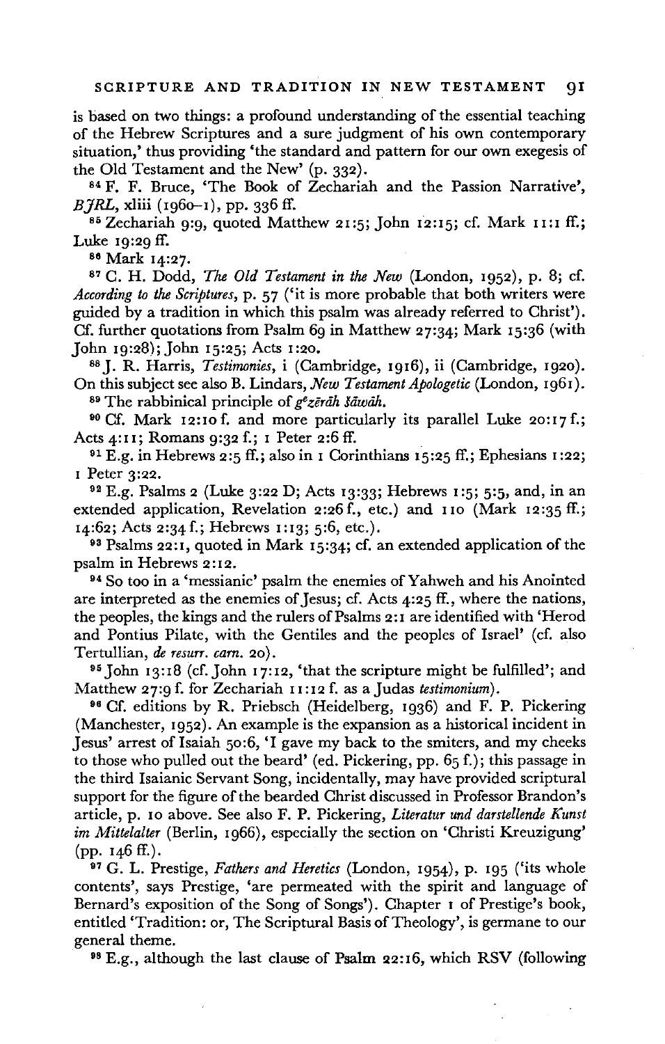is based on two things: a profound understanding of the essential teaching of the Hebrew Scriptures and a sure judgment of his own contemporary situation,' thus providing 'the standard and pattern for our own exegesis of the Old Testament and the New' (p. 332).

[84] F. F. Bruce, 'The Book of Zechariah and the Passion Narrative', *BJRL*, xliii (1960–1), pp. 336 ff.

[85] Zechariah 9:9, quoted Matthew 21:5; John 12:15; cf. Mark 11:1 ff.; Luke 19:29 ff.

[86] Mark 14:27.

[87] C. H. Dodd, *The Old Testament in the New* (London, 1952), p. 8; cf. *According to the Scriptures*, p. 57 ('it is more probable that both writers were guided by a tradition in which this psalm was already referred to Christ'). Cf. further quotations from Psalm 69 in Matthew 27:34; Mark 15:36 (with John 19:28); John 15:25; Acts 1:20.

[88] J. R. Harris, *Testimonies*, i (Cambridge, 1916), ii (Cambridge, 1920). On this subject see also B. Lindars, *New Testament Apologetic* (London, 1961).

[89] The rabbinical principle of *gᵉzērāh šāwāh*.

[90] Cf. Mark 12:10 f. and more particularly its parallel Luke 20:17 f.; Acts 4:11; Romans 9:32 f.; 1 Peter 2:6 ff.

[91] E.g. in Hebrews 2:5 ff.; also in 1 Corinthians 15:25 ff.; Ephesians 1:22; 1 Peter 3:22.

[92] E.g. Psalms 2 (Luke 3:22 D; Acts 13:33; Hebrews 1:5; 5:5, and, in an extended application, Revelation 2:26 f., etc.) and 110 (Mark 12:35 ff.; 14:62; Acts 2:34 f.; Hebrews 1:13; 5:6, etc.).

[93] Psalms 22:1, quoted in Mark 15:34; cf. an extended application of the psalm in Hebrews 2:12.

[94] So too in a 'messianic' psalm the enemies of Yahweh and his Anointed are interpreted as the enemies of Jesus; cf. Acts 4:25 ff., where the nations, the peoples, the kings and the rulers of Psalms 2:1 are identified with 'Herod and Pontius Pilate, with the Gentiles and the peoples of Israel' (cf. also Tertullian, *de resurr. carn.* 20).

[95] John 13:18 (cf. John 17:12, 'that the scripture might be fulfilled'; and Matthew 27:9 f. for Zechariah 11:12 f. as a Judas *testimonium*).

[96] Cf. editions by R. Priebsch (Heidelberg, 1936) and F. P. Pickering (Manchester, 1952). An example is the expansion as a historical incident in Jesus' arrest of Isaiah 50:6, 'I gave my back to the smiters, and my cheeks to those who pulled out the beard' (ed. Pickering, pp. 65 f.); this passage in the third Isaianic Servant Song, incidentally, may have provided scriptural support for the figure of the bearded Christ discussed in Professor Brandon's article, p. 10 above. See also F. P. Pickering, *Literatur und darstellende Kunst im Mittelalter* (Berlin, 1966), especially the section on 'Christi Kreuzigung' (pp. 146 ff.).

[97] G. L. Prestige, *Fathers and Heretics* (London, 1954), p. 195 ('its whole contents', says Prestige, 'are permeated with the spirit and language of Bernard's exposition of the Song of Songs'). Chapter 1 of Prestige's book, entitled 'Tradition: or, The Scriptural Basis of Theology', is germane to our general theme.

[98] E.g., although the last clause of Psalm 22:16, which RSV (following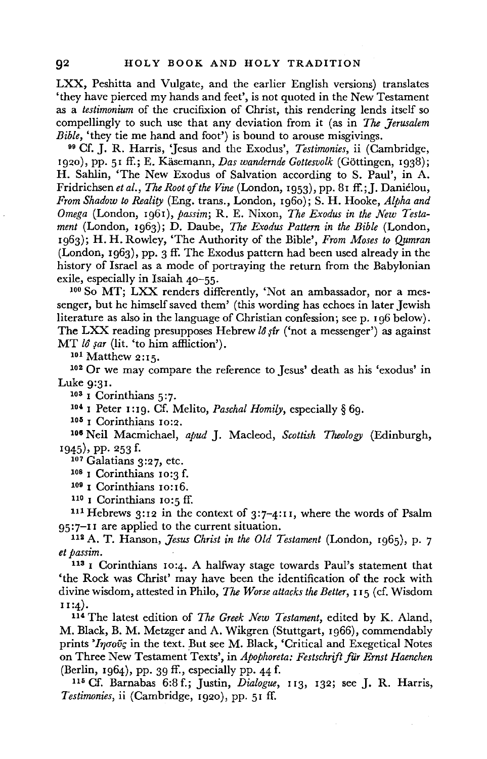LXX, Peshitta and Vulgate, and the earlier English versions) translates 'they have pierced my hands and feet', is not quoted in the New Testament as a *testimonium* of the crucifixion of Christ, this rendering lends itself so compellingly to such use that any deviation from it (as in *The Jerusalem Bible*, 'they tie me hand and foot') is bound to arouse misgivings.

[99] Cf. J. R. Harris, 'Jesus and the Exodus', *Testimonies*, ii (Cambridge, 1920), pp. 51 ff.; E. Käsemann, *Das wandernde Gottesvolk* (Göttingen, 1938); H. Sahlin, 'The New Exodus of Salvation according to S. Paul', in A. Fridrichsen *et al.*, *The Root of the Vine* (London, 1953), pp. 81 ff.; J. Daniélou, *From Shadow to Reality* (Eng. trans., London, 1960); S. H. Hooke, *Alpha and Omega* (London, 1961), *passim*; R. E. Nixon, *The Exodus in the New Testament* (London, 1963); D. Daube, *The Exodus Pattern in the Bible* (London, 1963); H. H. Rowley, 'The Authority of the Bible', *From Moses to Qumran* (London, 1963), pp. 3 ff. The Exodus pattern had been used already in the history of Israel as a mode of portraying the return from the Babylonian exile, especially in Isaiah 40–55.

[100] So MT; LXX renders differently, 'Not an ambassador, nor a messenger, but he himself saved them' (this wording has echoes in later Jewish literature as also in the language of Christian confession; see p. 196 below). The LXX reading presupposes Hebrew *lô ṣîr* ('not a messenger') as against MT *lô ṣar* (lit. 'to him affliction').

[101] Matthew 2:15.

[102] Or we may compare the reference to Jesus' death as his 'exodus' in Luke 9:31.

[103] 1 Corinthians 5:7.

[104] 1 Peter 1:19. Cf. Melito, *Paschal Homily*, especially § 69.

[105] 1 Corinthians 10:2.

[106] Neil Macmichael, *apud* J. Macleod, *Scottish Theology* (Edinburgh, 1945), pp. 253 f.

[107] Galatians 3:27, etc.

[108] 1 Corinthians 10:3 f.

[109] 1 Corinthians 10:16.

[110] 1 Corinthians 10:5 ff.

[111] Hebrews 3:12 in the context of 3:7–4:11, where the words of Psalm 95:7–11 are applied to the current situation.

[112] A. T. Hanson, *Jesus Christ in the Old Testament* (London, 1965), p. 7 *et passim*.

[113] 1 Corinthians 10:4. A halfway stage towards Paul's statement that 'the Rock was Christ' may have been the identification of the rock with divine wisdom, attested in Philo, *The Worse attacks the Better*, 115 (cf. Wisdom 11:4).

[114] The latest edition of *The Greek New Testament*, edited by K. Aland, M. Black, B. M. Metzger and A. Wikgren (Stuttgart, 1966), commendably prints 'Ἰησοῦς in the text. But see M. Black, 'Critical and Exegetical Notes on Three New Testament Texts', in *Apophoreta: Festschrift für Ernst Haenchen* (Berlin, 1964), pp. 39 ff., especially pp. 44 f.

[115] Cf. Barnabas 6:8 f.; Justin, *Dialogue*, 113, 132; see J. R. Harris, *Testimonies*, ii (Cambridge, 1920), pp. 51 ff.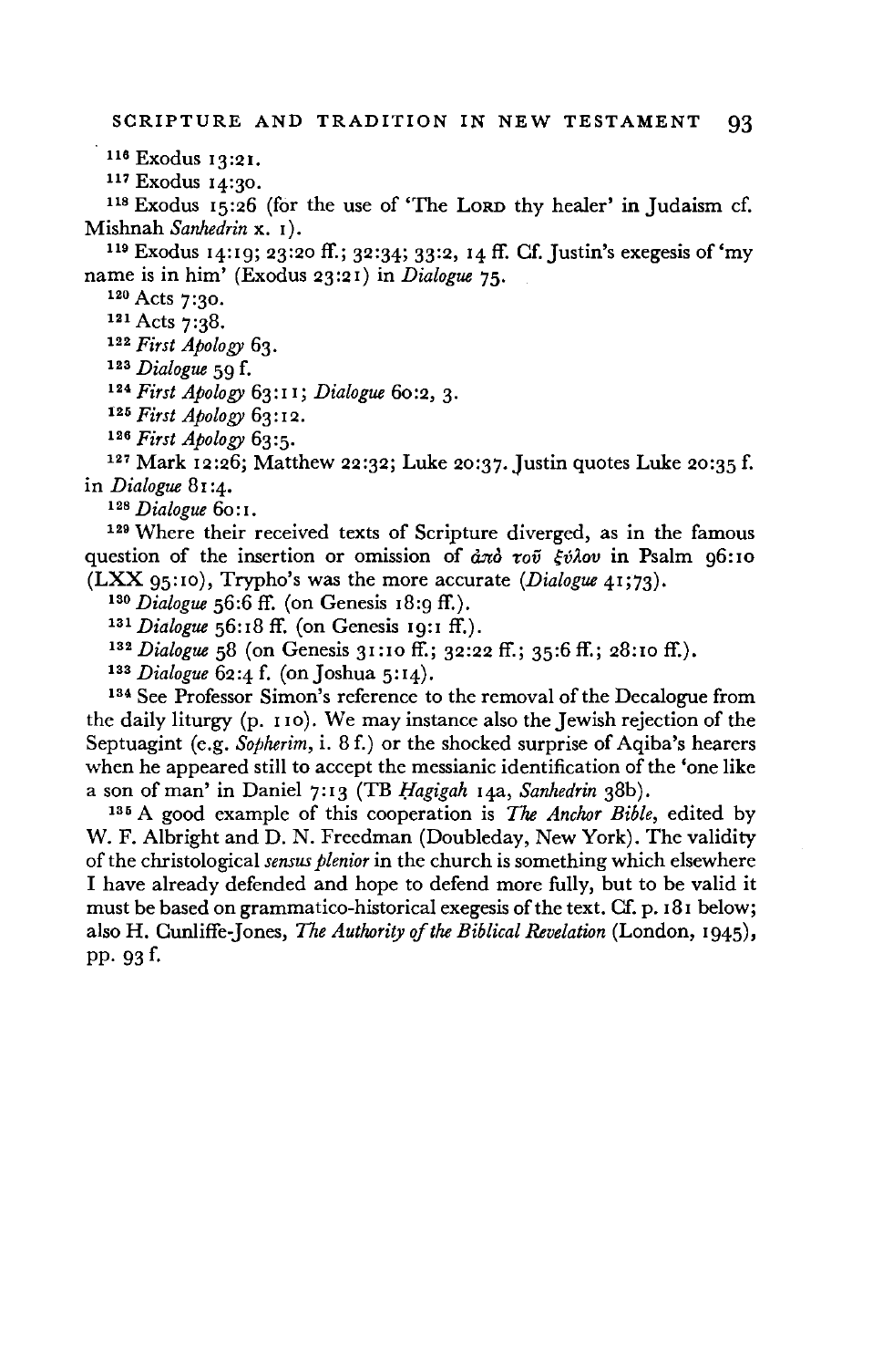[116] Exodus 13:21.

[117] Exodus 14:30.

[118] Exodus 15:26 (for the use of 'The LORD thy healer' in Judaism cf. Mishnah *Sanhedrin* x. 1).

[119] Exodus 14:19; 23:20 ff.; 32:34; 33:2, 14 ff. Cf. Justin's exegesis of 'my name is in him' (Exodus 23:21) in *Dialogue* 75.

[120] Acts 7:30.

[121] Acts 7:38.

[122] *First Apology* 63.

[123] *Dialogue* 59 f.

[124] *First Apology* 63:11; *Dialogue* 60:2, 3.

[125] *First Apology* 63:12.

[126] *First Apology* 63:5.

[127] Mark 12:26; Matthew 22:32; Luke 20:37. Justin quotes Luke 20:35 f. in *Dialogue* 81:4.

[128] *Dialogue* 60:1.

[129] Where their received texts of Scripture diverged, as in the famous question of the insertion or omission of *ἀπὸ τοῦ ξύλου* in Psalm 96:10 (LXX 95:10), Trypho's was the more accurate (*Dialogue* 41;73).

[130] *Dialogue* 56:6 ff. (on Genesis 18:9 ff.).

[131] *Dialogue* 56:18 ff. (on Genesis 19:1 ff.).

[132] *Dialogue* 58 (on Genesis 31:10 ff.; 32:22 ff.; 35:6 ff.; 28:10 ff.).

[133] *Dialogue* 62:4 f. (on Joshua 5:14).

[134] See Professor Simon's reference to the removal of the Decalogue from the daily liturgy (p. 110). We may instance also the Jewish rejection of the Septuagint (e.g. *Sopherim*, i. 8 f.) or the shocked surprise of Aqiba's hearers when he appeared still to accept the messianic identification of the 'one like a son of man' in Daniel 7:13 (TB *Ḥagigah* 14a, *Sanhedrin* 38b).

[135] A good example of this cooperation is *The Anchor Bible*, edited by W. F. Albright and D. N. Freedman (Doubleday, New York). The validity of the christological *sensus plenior* in the church is something which elsewhere I have already defended and hope to defend more fully, but to be valid it must be based on grammatico-historical exegesis of the text. Cf. p. 181 below; also H. Cunliffe-Jones, *The Authority of the Biblical Revelation* (London, 1945), pp. 93 f.